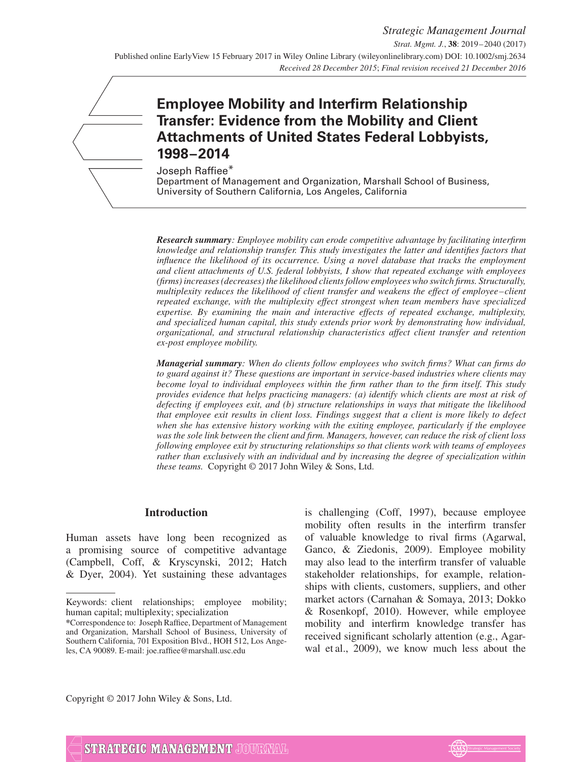# Employee Mobility and Interfirm Relationship Transfer: Evidence from the Mobility and Client Attachments of United States Federal Lobbyists, 1998–2014

Joseph Raffiee*

Department of Management and Organization, Marshall School of Business, University of Southern California, Los Angeles, California

***Research summary**: Employee mobility can erode competitive advantage by facilitating interfirm knowledge and relationship transfer. This study investigates the latter and identifies factors that influence the likelihood of its occurrence. Using a novel database that tracks the employment and client attachments of U.S. federal lobbyists, I show that repeated exchange with employees (firms) increases (decreases) the likelihood clients follow employees who switch firms. Structurally, multiplexity reduces the likelihood of client transfer and weakens the effect of employee–client repeated exchange, with the multiplexity effect strongest when team members have specialized expertise. By examining the main and interactive effects of repeated exchange, multiplexity, and specialized human capital, this study extends prior work by demonstrating how individual, organizational, and structural relationship characteristics affect client transfer and retention ex-post employee mobility.*

***Managerial summary**: When do clients follow employees who switch firms? What can firms do to guard against it? These questions are important in service-based industries where clients may become loyal to individual employees within the firm rather than to the firm itself. This study provides evidence that helps practicing managers: (a) identify which clients are most at risk of defecting if employees exit, and (b) structure relationships in ways that mitigate the likelihood that employee exit results in client loss. Findings suggest that a client is more likely to defect when she has extensive history working with the exiting employee, particularly if the employee was the sole link between the client and firm. Managers, however, can reduce the risk of client loss following employee exit by structuring relationships so that clients work with teams of employees rather than exclusively with an individual and by increasing the degree of specialization within these teams.* Copyright © 2017 John Wiley & Sons, Ltd.

## Introduction

Human assets have long been recognized as a promising source of competitive advantage (Campbell, Coff, & Kryscynski, 2012; Hatch & Dyer, 2004). Yet sustaining these advantages is challenging (Coff, 1997), because employee mobility often results in the interfirm transfer of valuable knowledge to rival firms (Agarwal, Ganco, & Ziedonis, 2009). Employee mobility may also lead to the interfirm transfer of valuable stakeholder relationships, for example, relationships with clients, customers, suppliers, and other market actors (Carnahan & Somaya, 2013; Dokko & Rosenkopf, 2010). However, while employee mobility and interfirm knowledge transfer has received significant scholarly attention (e.g., Agarwal et al., 2009), we know much less about the

Keywords: client relationships; employee mobility; human capital; multiplexity; specialization

*Correspondence to: Joseph Raffiee, Department of Management and Organization, Marshall School of Business, University of Southern California, 701 Exposition Blvd., HOH 512, Los Angeles, CA 90089. E-mail: joe.raffiee@marshall.usc.edu

Copyright © 2017 John Wiley & Sons, Ltd.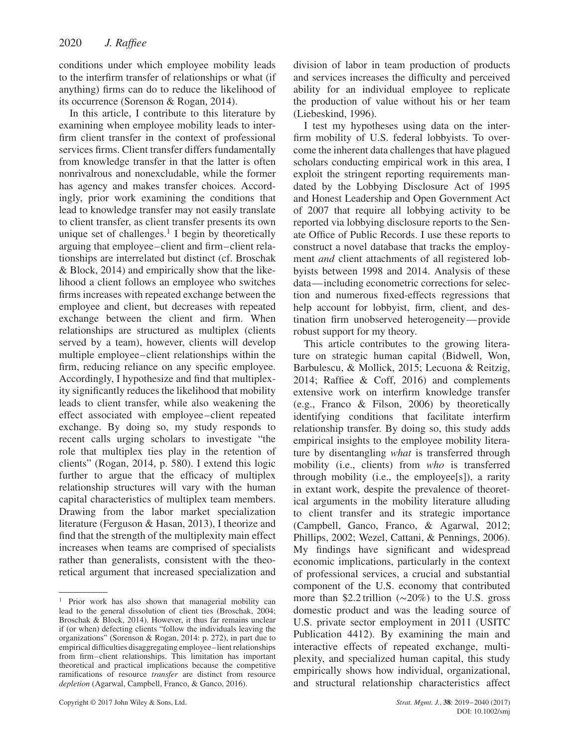conditions under which employee mobility leads to the interfirm transfer of relationships or what (if anything) firms can do to reduce the likelihood of its occurrence (Sorenson & Rogan, 2014).

In this article, I contribute to this literature by examining when employee mobility leads to interfirm client transfer in the context of professional services firms. Client transfer differs fundamentally from knowledge transfer in that the latter is often nonrivalrous and nonexcludable, while the former has agency and makes transfer choices. Accordingly, prior work examining the conditions that lead to knowledge transfer may not easily translate to client transfer, as client transfer presents its own unique set of challenges.[1] I begin by theoretically arguing that employee–client and firm–client relationships are interrelated but distinct (cf. Broschak & Block, 2014) and empirically show that the likelihood a client follows an employee who switches firms increases with repeated exchange between the employee and client, but decreases with repeated exchange between the client and firm. When relationships are structured as multiplex (clients served by a team), however, clients will develop multiple employee–client relationships within the firm, reducing reliance on any specific employee. Accordingly, I hypothesize and find that multiplexity significantly reduces the likelihood that mobility leads to client transfer, while also weakening the effect associated with employee–client repeated exchange. By doing so, my study responds to recent calls urging scholars to investigate "the role that multiplex ties play in the retention of clients" (Rogan, 2014, p. 580). I extend this logic further to argue that the efficacy of multiplex relationship structures will vary with the human capital characteristics of multiplex team members. Drawing from the labor market specialization literature (Ferguson & Hasan, 2013), I theorize and find that the strength of the multiplexity main effect increases when teams are comprised of specialists rather than generalists, consistent with the theoretical argument that increased specialization and division of labor in team production of products and services increases the difficulty and perceived ability for an individual employee to replicate the production of value without his or her team (Liebeskind, 1996).

I test my hypotheses using data on the interfirm mobility of U.S. federal lobbyists. To overcome the inherent data challenges that have plagued scholars conducting empirical work in this area, I exploit the stringent reporting requirements mandated by the Lobbying Disclosure Act of 1995 and Honest Leadership and Open Government Act of 2007 that require all lobbying activity to be reported via lobbying disclosure reports to the Senate Office of Public Records. I use these reports to construct a novel database that tracks the employment *and* client attachments of all registered lobbyists between 1998 and 2014. Analysis of these data—including econometric corrections for selection and numerous fixed-effects regressions that help account for lobbyist, firm, client, and destination firm unobserved heterogeneity—provide robust support for my theory.

This article contributes to the growing literature on strategic human capital (Bidwell, Won, Barbulescu, & Mollick, 2015; Lecuona & Reitzig, 2014; Raffiee & Coff, 2016) and complements extensive work on interfirm knowledge transfer (e.g., Franco & Filson, 2006) by theoretically identifying conditions that facilitate interfirm relationship transfer. By doing so, this study adds empirical insights to the employee mobility literature by disentangling *what* is transferred through mobility (i.e., clients) from *who* is transferred through mobility (i.e., the employee[s]), a rarity in extant work, despite the prevalence of theoretical arguments in the mobility literature alluding to client transfer and its strategic importance (Campbell, Ganco, Franco, & Agarwal, 2012; Phillips, 2002; Wezel, Cattani, & Pennings, 2006). My findings have significant and widespread economic implications, particularly in the context of professional services, a crucial and substantial component of the U.S. economy that contributed more than \$2.2 trillion (~20%) to the U.S. gross domestic product and was the leading source of U.S. private sector employment in 2011 (USITC Publication 4412). By examining the main and interactive effects of repeated exchange, multiplexity, and specialized human capital, this study empirically shows how individual, organizational, and structural relationship characteristics affect

[1] Prior work has also shown that managerial mobility can lead to the general dissolution of client ties (Broschak, 2004; Broschak & Block, 2014). However, it thus far remains unclear if (or when) defecting clients "follow the individuals leaving the organizations" (Sorenson & Rogan, 2014: p. 272), in part due to empirical difficulties disaggregating employee–lient relationships from firm–client relationships. This limitation has important theoretical and practical implications because the competitive ramifications of resource *transfer* are distinct from resource *depletion* (Agarwal, Campbell, Franco, & Ganco, 2016).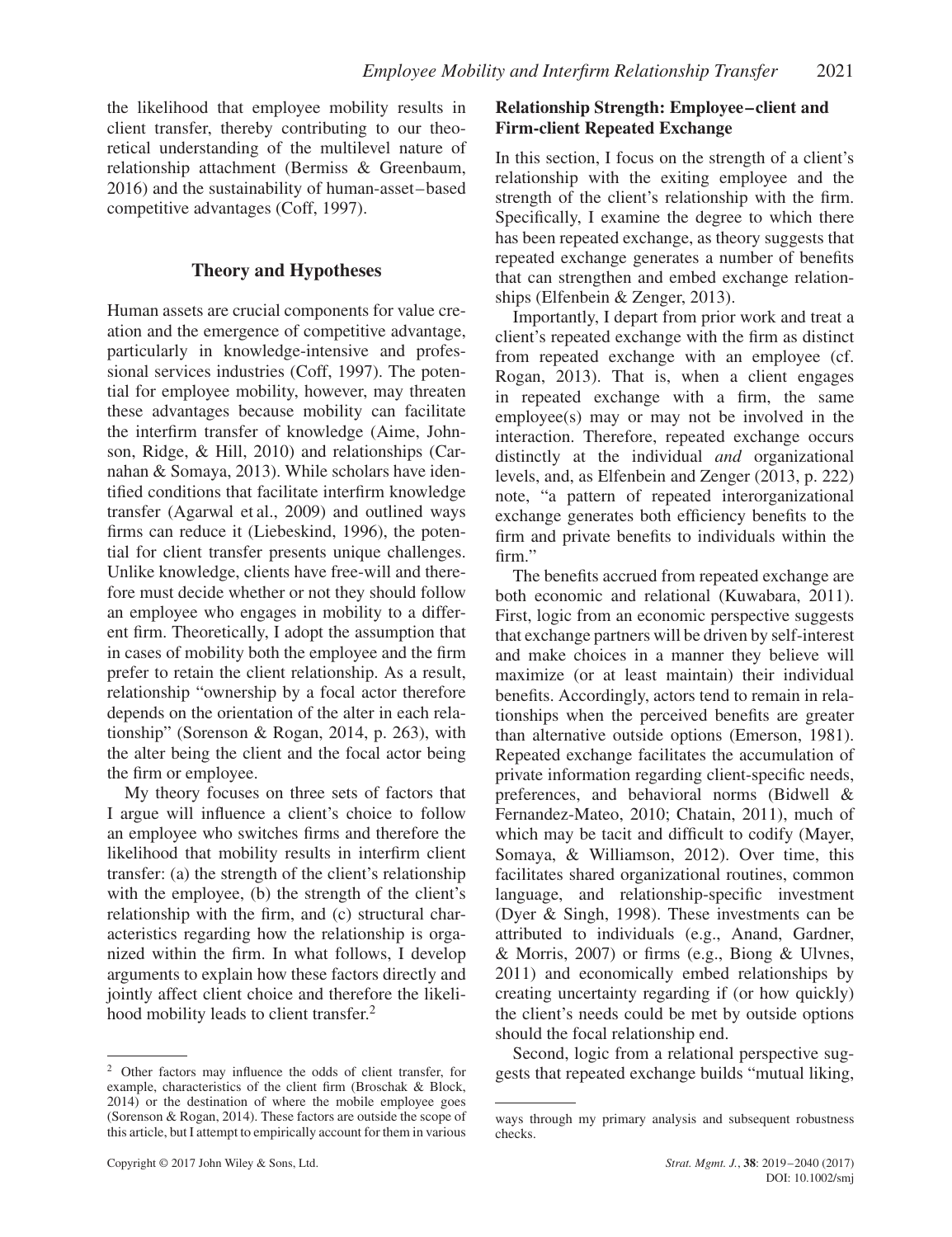the likelihood that employee mobility results in client transfer, thereby contributing to our theoretical understanding of the multilevel nature of relationship attachment (Bermiss & Greenbaum, 2016) and the sustainability of human-asset–based competitive advantages (Coff, 1997).

## Theory and Hypotheses

Human assets are crucial components for value creation and the emergence of competitive advantage, particularly in knowledge-intensive and professional services industries (Coff, 1997). The potential for employee mobility, however, may threaten these advantages because mobility can facilitate the interfirm transfer of knowledge (Aime, Johnson, Ridge, & Hill, 2010) and relationships (Carnahan & Somaya, 2013). While scholars have identified conditions that facilitate interfirm knowledge transfer (Agarwal et al., 2009) and outlined ways firms can reduce it (Liebeskind, 1996), the potential for client transfer presents unique challenges. Unlike knowledge, clients have free-will and therefore must decide whether or not they should follow an employee who engages in mobility to a different firm. Theoretically, I adopt the assumption that in cases of mobility both the employee and the firm prefer to retain the client relationship. As a result, relationship "ownership by a focal actor therefore depends on the orientation of the alter in each relationship" (Sorenson & Rogan, 2014, p. 263), with the alter being the client and the focal actor being the firm or employee.

My theory focuses on three sets of factors that I argue will influence a client's choice to follow an employee who switches firms and therefore the likelihood that mobility results in interfirm client transfer: (a) the strength of the client's relationship with the employee, (b) the strength of the client's relationship with the firm, and (c) structural characteristics regarding how the relationship is organized within the firm. In what follows, I develop arguments to explain how these factors directly and jointly affect client choice and therefore the likelihood mobility leads to client transfer.[2]

### Relationship Strength: Employee–client and Firm-client Repeated Exchange

In this section, I focus on the strength of a client's relationship with the exiting employee and the strength of the client's relationship with the firm. Specifically, I examine the degree to which there has been repeated exchange, as theory suggests that repeated exchange generates a number of benefits that can strengthen and embed exchange relationships (Elfenbein & Zenger, 2013).

Importantly, I depart from prior work and treat a client's repeated exchange with the firm as distinct from repeated exchange with an employee (cf. Rogan, 2013). That is, when a client engages in repeated exchange with a firm, the same employee(s) may or may not be involved in the interaction. Therefore, repeated exchange occurs distinctly at the individual *and* organizational levels, and, as Elfenbein and Zenger (2013, p. 222) note, "a pattern of repeated interorganizational exchange generates both efficiency benefits to the firm and private benefits to individuals within the firm."

The benefits accrued from repeated exchange are both economic and relational (Kuwabara, 2011). First, logic from an economic perspective suggests that exchange partners will be driven by self-interest and make choices in a manner they believe will maximize (or at least maintain) their individual benefits. Accordingly, actors tend to remain in relationships when the perceived benefits are greater than alternative outside options (Emerson, 1981). Repeated exchange facilitates the accumulation of private information regarding client-specific needs, preferences, and behavioral norms (Bidwell & Fernandez-Mateo, 2010; Chatain, 2011), much of which may be tacit and difficult to codify (Mayer, Somaya, & Williamson, 2012). Over time, this facilitates shared organizational routines, common language, and relationship-specific investment (Dyer & Singh, 1998). These investments can be attributed to individuals (e.g., Anand, Gardner, & Morris, 2007) or firms (e.g., Biong & Ulvnes, 2011) and economically embed relationships by creating uncertainty regarding if (or how quickly) the client's needs could be met by outside options should the focal relationship end.

Second, logic from a relational perspective suggests that repeated exchange builds "mutual liking,

[2] Other factors may influence the odds of client transfer, for example, characteristics of the client firm (Broschak & Block, 2014) or the destination of where the mobile employee goes (Sorenson & Rogan, 2014). These factors are outside the scope of this article, but I attempt to empirically account for them in various ways through my primary analysis and subsequent robustness checks.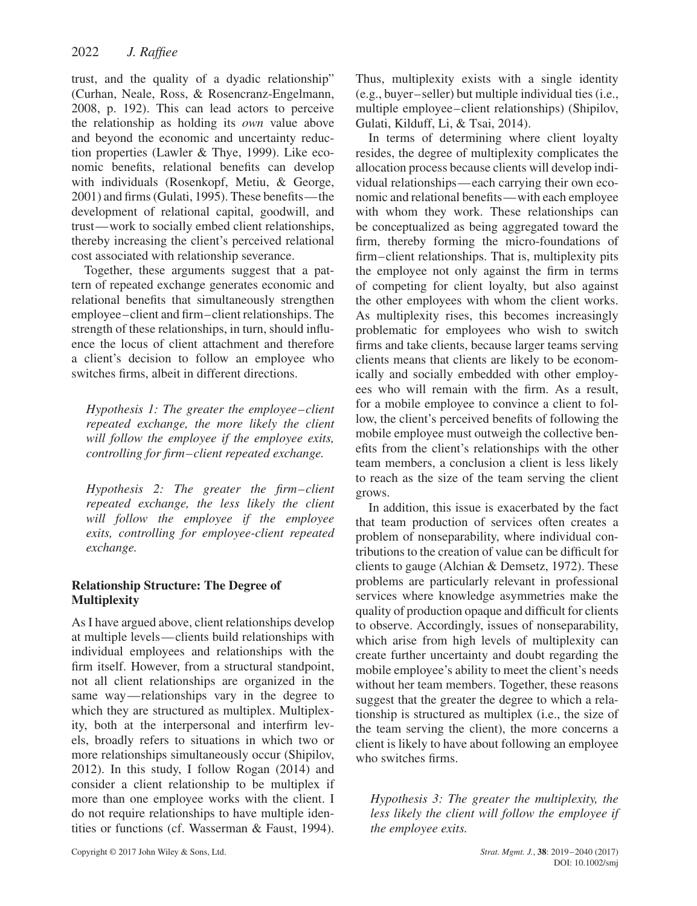trust, and the quality of a dyadic relationship" (Curhan, Neale, Ross, & Rosencranz-Engelmann, 2008, p. 192). This can lead actors to perceive the relationship as holding its *own* value above and beyond the economic and uncertainty reduction properties (Lawler & Thye, 1999). Like economic benefits, relational benefits can develop with individuals (Rosenkopf, Metiu, & George, 2001) and firms (Gulati, 1995). These benefits—the development of relational capital, goodwill, and trust—work to socially embed client relationships, thereby increasing the client's perceived relational cost associated with relationship severance.

Together, these arguments suggest that a pattern of repeated exchange generates economic and relational benefits that simultaneously strengthen employee–client and firm–client relationships. The strength of these relationships, in turn, should influence the locus of client attachment and therefore a client's decision to follow an employee who switches firms, albeit in different directions.

*Hypothesis 1: The greater the employee–client repeated exchange, the more likely the client will follow the employee if the employee exits, controlling for firm–client repeated exchange.*

*Hypothesis 2: The greater the firm–client repeated exchange, the less likely the client will follow the employee if the employee exits, controlling for employee-client repeated exchange.*

## Relationship Structure: The Degree of Multiplexity

As I have argued above, client relationships develop at multiple levels—clients build relationships with individual employees and relationships with the firm itself. However, from a structural standpoint, not all client relationships are organized in the same way—relationships vary in the degree to which they are structured as multiplex. Multiplexity, both at the interpersonal and interfirm levels, broadly refers to situations in which two or more relationships simultaneously occur (Shipilov, 2012). In this study, I follow Rogan (2014) and consider a client relationship to be multiplex if more than one employee works with the client. I do not require relationships to have multiple identities or functions (cf. Wasserman & Faust, 1994). Thus, multiplexity exists with a single identity (e.g., buyer–seller) but multiple individual ties (i.e., multiple employee–client relationships) (Shipilov, Gulati, Kilduff, Li, & Tsai, 2014).

In terms of determining where client loyalty resides, the degree of multiplexity complicates the allocation process because clients will develop individual relationships—each carrying their own economic and relational benefits—with each employee with whom they work. These relationships can be conceptualized as being aggregated toward the firm, thereby forming the micro-foundations of firm–client relationships. That is, multiplexity pits the employee not only against the firm in terms of competing for client loyalty, but also against the other employees with whom the client works. As multiplexity rises, this becomes increasingly problematic for employees who wish to switch firms and take clients, because larger teams serving clients means that clients are likely to be economically and socially embedded with other employees who will remain with the firm. As a result, for a mobile employee to convince a client to follow, the client's perceived benefits of following the mobile employee must outweigh the collective benefits from the client's relationships with the other team members, a conclusion a client is less likely to reach as the size of the team serving the client grows.

In addition, this issue is exacerbated by the fact that team production of services often creates a problem of nonseparability, where individual contributions to the creation of value can be difficult for clients to gauge (Alchian & Demsetz, 1972). These problems are particularly relevant in professional services where knowledge asymmetries make the quality of production opaque and difficult for clients to observe. Accordingly, issues of nonseparability, which arise from high levels of multiplexity can create further uncertainty and doubt regarding the mobile employee's ability to meet the client's needs without her team members. Together, these reasons suggest that the greater the degree to which a relationship is structured as multiplex (i.e., the size of the team serving the client), the more concerns a client is likely to have about following an employee who switches firms.

*Hypothesis 3: The greater the multiplexity, the less likely the client will follow the employee if the employee exits.*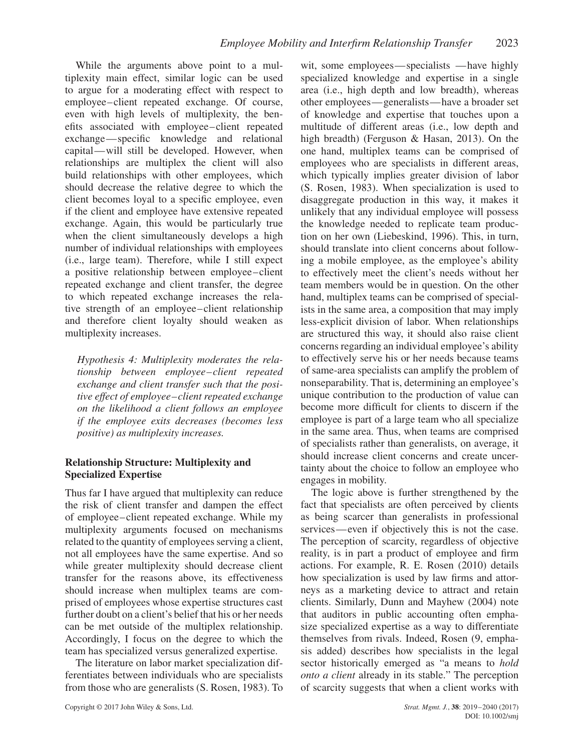While the arguments above point to a multiplexity main effect, similar logic can be used to argue for a moderating effect with respect to employee–client repeated exchange. Of course, even with high levels of multiplexity, the benefits associated with employee–client repeated exchange—specific knowledge and relational capital—will still be developed. However, when relationships are multiplex the client will also build relationships with other employees, which should decrease the relative degree to which the client becomes loyal to a specific employee, even if the client and employee have extensive repeated exchange. Again, this would be particularly true when the client simultaneously develops a high number of individual relationships with employees (i.e., large team). Therefore, while I still expect a positive relationship between employee–client repeated exchange and client transfer, the degree to which repeated exchange increases the relative strength of an employee–client relationship and therefore client loyalty should weaken as multiplexity increases.

> *Hypothesis 4: Multiplexity moderates the relationship between employee–client repeated exchange and client transfer such that the positive effect of employee–client repeated exchange on the likelihood a client follows an employee if the employee exits decreases (becomes less positive) as multiplexity increases.*

### Relationship Structure: Multiplexity and Specialized Expertise

Thus far I have argued that multiplexity can reduce the risk of client transfer and dampen the effect of employee–client repeated exchange. While my multiplexity arguments focused on mechanisms related to the quantity of employees serving a client, not all employees have the same expertise. And so while greater multiplexity should decrease client transfer for the reasons above, its effectiveness should increase when multiplex teams are comprised of employees whose expertise structures cast further doubt on a client's belief that his or her needs can be met outside of the multiplex relationship. Accordingly, I focus on the degree to which the team has specialized versus generalized expertise.

The literature on labor market specialization differentiates between individuals who are specialists from those who are generalists (S. Rosen, 1983). To wit, some employees—specialists —have highly specialized knowledge and expertise in a single area (i.e., high depth and low breadth), whereas other employees—generalists—have a broader set of knowledge and expertise that touches upon a multitude of different areas (i.e., low depth and high breadth) (Ferguson & Hasan, 2013). On the one hand, multiplex teams can be comprised of employees who are specialists in different areas, which typically implies greater division of labor (S. Rosen, 1983). When specialization is used to disaggregate production in this way, it makes it unlikely that any individual employee will possess the knowledge needed to replicate team production on her own (Liebeskind, 1996). This, in turn, should translate into client concerns about following a mobile employee, as the employee's ability to effectively meet the client's needs without her team members would be in question. On the other hand, multiplex teams can be comprised of specialists in the same area, a composition that may imply less-explicit division of labor. When relationships are structured this way, it should also raise client concerns regarding an individual employee's ability to effectively serve his or her needs because teams of same-area specialists can amplify the problem of nonseparability. That is, determining an employee's unique contribution to the production of value can become more difficult for clients to discern if the employee is part of a large team who all specialize in the same area. Thus, when teams are comprised of specialists rather than generalists, on average, it should increase client concerns and create uncertainty about the choice to follow an employee who engages in mobility.

The logic above is further strengthened by the fact that specialists are often perceived by clients as being scarcer than generalists in professional services—even if objectively this is not the case. The perception of scarcity, regardless of objective reality, is in part a product of employee and firm actions. For example, R. E. Rosen (2010) details how specialization is used by law firms and attorneys as a marketing device to attract and retain clients. Similarly, Dunn and Mayhew (2004) note that auditors in public accounting often emphasize specialized expertise as a way to differentiate themselves from rivals. Indeed, Rosen (9, emphasis added) describes how specialists in the legal sector historically emerged as "a means to *hold onto a client* already in its stable." The perception of scarcity suggests that when a client works with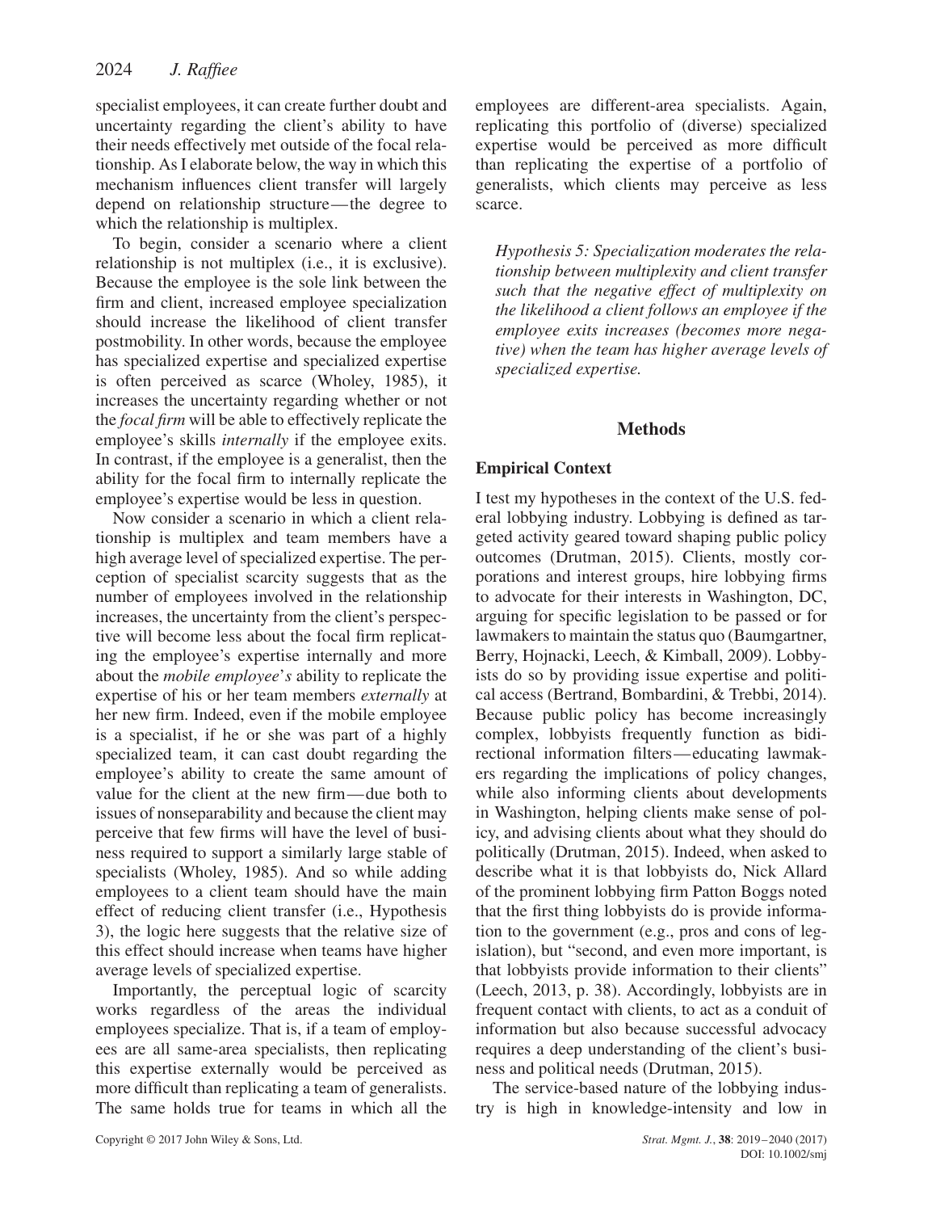specialist employees, it can create further doubt and uncertainty regarding the client's ability to have their needs effectively met outside of the focal relationship. As I elaborate below, the way in which this mechanism influences client transfer will largely depend on relationship structure—the degree to which the relationship is multiplex.

To begin, consider a scenario where a client relationship is not multiplex (i.e., it is exclusive). Because the employee is the sole link between the firm and client, increased employee specialization should increase the likelihood of client transfer postmobility. In other words, because the employee has specialized expertise and specialized expertise is often perceived as scarce (Wholey, 1985), it increases the uncertainty regarding whether or not the *focal firm* will be able to effectively replicate the employee's skills *internally* if the employee exits. In contrast, if the employee is a generalist, then the ability for the focal firm to internally replicate the employee's expertise would be less in question.

Now consider a scenario in which a client relationship is multiplex and team members have a high average level of specialized expertise. The perception of specialist scarcity suggests that as the number of employees involved in the relationship increases, the uncertainty from the client's perspective will become less about the focal firm replicating the employee's expertise internally and more about the *mobile employee's* ability to replicate the expertise of his or her team members *externally* at her new firm. Indeed, even if the mobile employee is a specialist, if he or she was part of a highly specialized team, it can cast doubt regarding the employee's ability to create the same amount of value for the client at the new firm—due both to issues of nonseparability and because the client may perceive that few firms will have the level of business required to support a similarly large stable of specialists (Wholey, 1985). And so while adding employees to a client team should have the main effect of reducing client transfer (i.e., Hypothesis 3), the logic here suggests that the relative size of this effect should increase when teams have higher average levels of specialized expertise.

Importantly, the perceptual logic of scarcity works regardless of the areas the individual employees specialize. That is, if a team of employees are all same-area specialists, then replicating this expertise externally would be perceived as more difficult than replicating a team of generalists. The same holds true for teams in which all the employees are different-area specialists. Again, replicating this portfolio of (diverse) specialized expertise would be perceived as more difficult than replicating the expertise of a portfolio of generalists, which clients may perceive as less scarce.

*Hypothesis 5: Specialization moderates the relationship between multiplexity and client transfer such that the negative effect of multiplexity on the likelihood a client follows an employee if the employee exits increases (becomes more negative) when the team has higher average levels of specialized expertise.*

## Methods

### Empirical Context

I test my hypotheses in the context of the U.S. federal lobbying industry. Lobbying is defined as targeted activity geared toward shaping public policy outcomes (Drutman, 2015). Clients, mostly corporations and interest groups, hire lobbying firms to advocate for their interests in Washington, DC, arguing for specific legislation to be passed or for lawmakers to maintain the status quo (Baumgartner, Berry, Hojnacki, Leech, & Kimball, 2009). Lobbyists do so by providing issue expertise and political access (Bertrand, Bombardini, & Trebbi, 2014). Because public policy has become increasingly complex, lobbyists frequently function as bidirectional information filters—educating lawmakers regarding the implications of policy changes, while also informing clients about developments in Washington, helping clients make sense of policy, and advising clients about what they should do politically (Drutman, 2015). Indeed, when asked to describe what it is that lobbyists do, Nick Allard of the prominent lobbying firm Patton Boggs noted that the first thing lobbyists do is provide information to the government (e.g., pros and cons of legislation), but "second, and even more important, is that lobbyists provide information to their clients" (Leech, 2013, p. 38). Accordingly, lobbyists are in frequent contact with clients, to act as a conduit of information but also because successful advocacy requires a deep understanding of the client's business and political needs (Drutman, 2015).

The service-based nature of the lobbying industry is high in knowledge-intensity and low in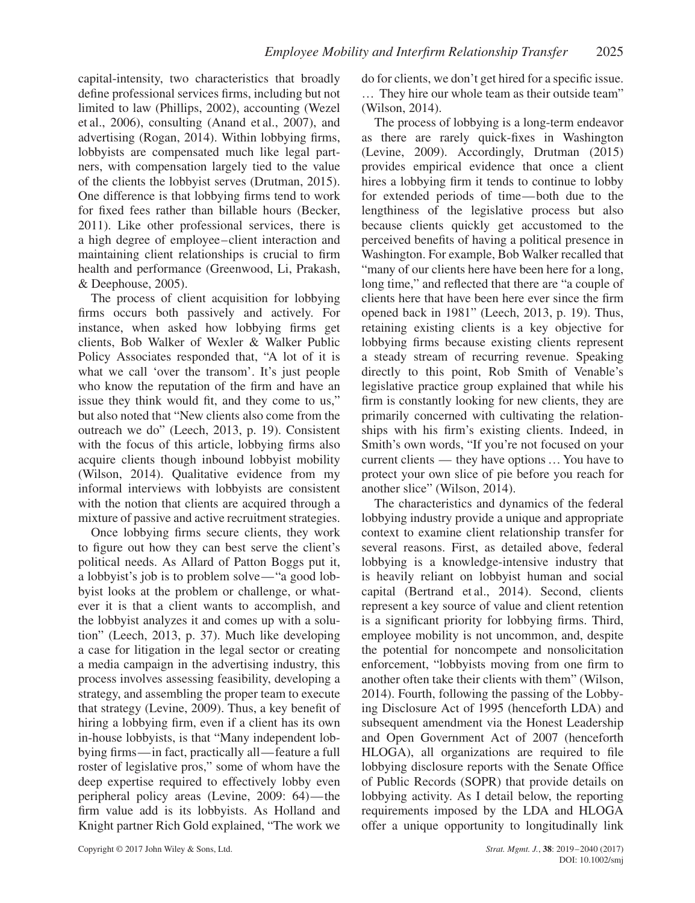capital-intensity, two characteristics that broadly define professional services firms, including but not limited to law (Phillips, 2002), accounting (Wezel et al., 2006), consulting (Anand et al., 2007), and advertising (Rogan, 2014). Within lobbying firms, lobbyists are compensated much like legal partners, with compensation largely tied to the value of the clients the lobbyist serves (Drutman, 2015). One difference is that lobbying firms tend to work for fixed fees rather than billable hours (Becker, 2011). Like other professional services, there is a high degree of employee–client interaction and maintaining client relationships is crucial to firm health and performance (Greenwood, Li, Prakash, & Deephouse, 2005).

The process of client acquisition for lobbying firms occurs both passively and actively. For instance, when asked how lobbying firms get clients, Bob Walker of Wexler & Walker Public Policy Associates responded that, "A lot of it is what we call 'over the transom'. It's just people who know the reputation of the firm and have an issue they think would fit, and they come to us," but also noted that "New clients also come from the outreach we do" (Leech, 2013, p. 19). Consistent with the focus of this article, lobbying firms also acquire clients though inbound lobbyist mobility (Wilson, 2014). Qualitative evidence from my informal interviews with lobbyists are consistent with the notion that clients are acquired through a mixture of passive and active recruitment strategies.

Once lobbying firms secure clients, they work to figure out how they can best serve the client's political needs. As Allard of Patton Boggs put it, a lobbyist's job is to problem solve—"a good lobbyist looks at the problem or challenge, or whatever it is that a client wants to accomplish, and the lobbyist analyzes it and comes up with a solution" (Leech, 2013, p. 37). Much like developing a case for litigation in the legal sector or creating a media campaign in the advertising industry, this process involves assessing feasibility, developing a strategy, and assembling the proper team to execute that strategy (Levine, 2009). Thus, a key benefit of hiring a lobbying firm, even if a client has its own in-house lobbyists, is that "Many independent lobbying firms—in fact, practically all—feature a full roster of legislative pros," some of whom have the deep expertise required to effectively lobby even peripheral policy areas (Levine, 2009: 64)—the firm value add is its lobbyists. As Holland and Knight partner Rich Gold explained, "The work we do for clients, we don't get hired for a specific issue. … They hire our whole team as their outside team" (Wilson, 2014).

The process of lobbying is a long-term endeavor as there are rarely quick-fixes in Washington (Levine, 2009). Accordingly, Drutman (2015) provides empirical evidence that once a client hires a lobbying firm it tends to continue to lobby for extended periods of time—both due to the lengthiness of the legislative process but also because clients quickly get accustomed to the perceived benefits of having a political presence in Washington. For example, Bob Walker recalled that "many of our clients here have been here for a long, long time," and reflected that there are "a couple of clients here that have been here ever since the firm opened back in 1981" (Leech, 2013, p. 19). Thus, retaining existing clients is a key objective for lobbying firms because existing clients represent a steady stream of recurring revenue. Speaking directly to this point, Rob Smith of Venable's legislative practice group explained that while his firm is constantly looking for new clients, they are primarily concerned with cultivating the relationships with his firm's existing clients. Indeed, in Smith's own words, "If you're not focused on your current clients — they have options … You have to protect your own slice of pie before you reach for another slice" (Wilson, 2014).

The characteristics and dynamics of the federal lobbying industry provide a unique and appropriate context to examine client relationship transfer for several reasons. First, as detailed above, federal lobbying is a knowledge-intensive industry that is heavily reliant on lobbyist human and social capital (Bertrand et al., 2014). Second, clients represent a key source of value and client retention is a significant priority for lobbying firms. Third, employee mobility is not uncommon, and, despite the potential for noncompete and nonsolicitation enforcement, "lobbyists moving from one firm to another often take their clients with them" (Wilson, 2014). Fourth, following the passing of the Lobbying Disclosure Act of 1995 (henceforth LDA) and subsequent amendment via the Honest Leadership and Open Government Act of 2007 (henceforth HLOGA), all organizations are required to file lobbying disclosure reports with the Senate Office of Public Records (SOPR) that provide details on lobbying activity. As I detail below, the reporting requirements imposed by the LDA and HLOGA offer a unique opportunity to longitudinally link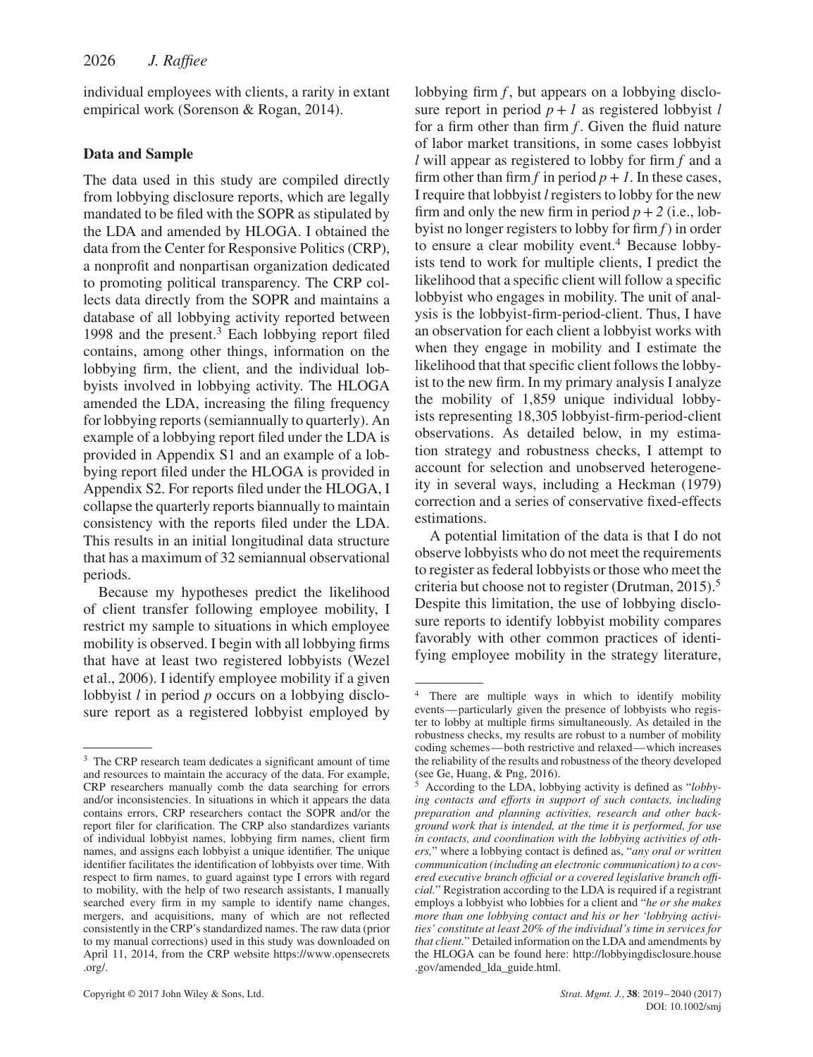individual employees with clients, a rarity in extant empirical work (Sorenson & Rogan, 2014).

## Data and Sample

The data used in this study are compiled directly from lobbying disclosure reports, which are legally mandated to be filed with the SOPR as stipulated by the LDA and amended by HLOGA. I obtained the data from the Center for Responsive Politics (CRP), a nonprofit and nonpartisan organization dedicated to promoting political transparency. The CRP collects data directly from the SOPR and maintains a database of all lobbying activity reported between 1998 and the present.[3] Each lobbying report filed contains, among other things, information on the lobbying firm, the client, and the individual lobbyists involved in lobbying activity. The HLOGA amended the LDA, increasing the filing frequency for lobbying reports (semiannually to quarterly). An example of a lobbying report filed under the LDA is provided in Appendix S1 and an example of a lobbying report filed under the HLOGA is provided in Appendix S2. For reports filed under the HLOGA, I collapse the quarterly reports biannually to maintain consistency with the reports filed under the LDA. This results in an initial longitudinal data structure that has a maximum of 32 semiannual observational periods.

Because my hypotheses predict the likelihood of client transfer following employee mobility, I restrict my sample to situations in which employee mobility is observed. I begin with all lobbying firms that have at least two registered lobbyists (Wezel et al., 2006). I identify employee mobility if a given lobbyist $l$ in period $p$ occurs on a lobbying disclosure report as a registered lobbyist employed by lobbying firm $f$, but appears on a lobbying disclosure report in period $p + 1$ as registered lobbyist $l$ for a firm other than firm $f$. Given the fluid nature of labor market transitions, in some cases lobbyist $l$ will appear as registered to lobby for firm $f$ and a firm other than firm $f$ in period $p + 1$. In these cases, I require that lobbyist $l$ registers to lobby for the new firm and only the new firm in period $p + 2$ (i.e., lobbyist no longer registers to lobby for firm $f$) in order to ensure a clear mobility event.[4] Because lobbyists tend to work for multiple clients, I predict the likelihood that a specific client will follow a specific lobbyist who engages in mobility. The unit of analysis is the lobbyist-firm-period-client. Thus, I have an observation for each client a lobbyist works with when they engage in mobility and I estimate the likelihood that that specific client follows the lobbyist to the new firm. In my primary analysis I analyze the mobility of 1,859 unique individual lobbyists representing 18,305 lobbyist-firm-period-client observations. As detailed below, in my estimation strategy and robustness checks, I attempt to account for selection and unobserved heterogeneity in several ways, including a Heckman (1979) correction and a series of conservative fixed-effects estimations.

A potential limitation of the data is that I do not observe lobbyists who do not meet the requirements to register as federal lobbyists or those who meet the criteria but choose not to register (Drutman, 2015).[5] Despite this limitation, the use of lobbying disclosure reports to identify lobbyist mobility compares favorably with other common practices of identifying employee mobility in the strategy literature,

---

[3] The CRP research team dedicates a significant amount of time and resources to maintain the accuracy of the data. For example, CRP researchers manually comb the data searching for errors and/or inconsistencies. In situations in which it appears the data contains errors, CRP researchers contact the SOPR and/or the report filer for clarification. The CRP also standardizes variants of individual lobbyist names, lobbying firm names, client firm names, and assigns each lobbyist a unique identifier. The unique identifier facilitates the identification of lobbyists over time. With respect to firm names, to guard against type I errors with regard to mobility, with the help of two research assistants, I manually searched every firm in my sample to identify name changes, mergers, and acquisitions, many of which are not reflected consistently in the CRP's standardized names. The raw data (prior to my manual corrections) used in this study was downloaded on April 11, 2014, from the CRP website https://www.opensecrets.org/.

[4] There are multiple ways in which to identify mobility events—particularly given the presence of lobbyists who register to lobby at multiple firms simultaneously. As detailed in the robustness checks, my results are robust to a number of mobility coding schemes—both restrictive and relaxed—which increases the reliability of the results and robustness of the theory developed (see Ge, Huang, & Png, 2016).

[5] According to the LDA, lobbying activity is defined as "*lobbying contacts and efforts in support of such contacts, including preparation and planning activities, research and other background work that is intended, at the time it is performed, for use in contacts, and coordination with the lobbying activities of others,*" where a lobbying contact is defined as, "*any oral or written communication (including an electronic communication) to a covered executive branch official or a covered legislative branch official.*" Registration according to the LDA is required if a registrant employs a lobbyist who lobbies for a client and "*he or she makes more than one lobbying contact and his or her 'lobbying activities' constitute at least 20% of the individual's time in services for that client.*" Detailed information on the LDA and amendments by the HLOGA can be found here: http://lobbyingdisclosure.house.gov/amended_lda_guide.html.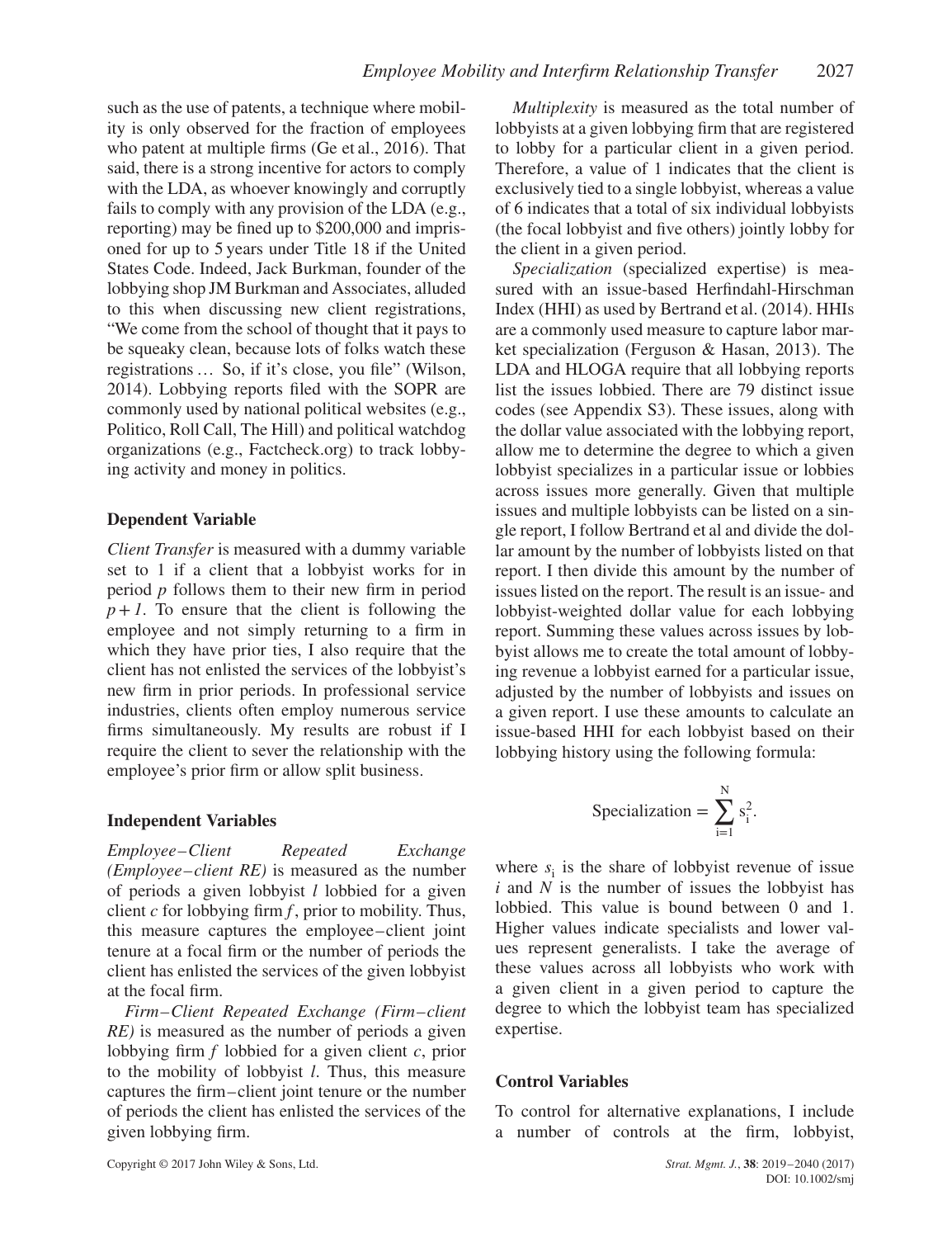such as the use of patents, a technique where mobility is only observed for the fraction of employees who patent at multiple firms (Ge et al., 2016). That said, there is a strong incentive for actors to comply with the LDA, as whoever knowingly and corruptly fails to comply with any provision of the LDA (e.g., reporting) may be fined up to \$200,000 and imprisoned for up to 5 years under Title 18 if the United States Code. Indeed, Jack Burkman, founder of the lobbying shop JM Burkman and Associates, alluded to this when discussing new client registrations, "We come from the school of thought that it pays to be squeaky clean, because lots of folks watch these registrations … So, if it's close, you file" (Wilson, 2014). Lobbying reports filed with the SOPR are commonly used by national political websites (e.g., Politico, Roll Call, The Hill) and political watchdog organizations (e.g., Factcheck.org) to track lobbying activity and money in politics.

### Dependent Variable

*Client Transfer* is measured with a dummy variable set to 1 if a client that a lobbyist works for in period $p$ follows them to their new firm in period $p+1$. To ensure that the client is following the employee and not simply returning to a firm in which they have prior ties, I also require that the client has not enlisted the services of the lobbyist's new firm in prior periods. In professional service industries, clients often employ numerous service firms simultaneously. My results are robust if I require the client to sever the relationship with the employee's prior firm or allow split business.

### Independent Variables

*Employee–Client Repeated Exchange (Employee–client RE)* is measured as the number of periods a given lobbyist $l$ lobbied for a given client $c$ for lobbying firm $f$, prior to mobility. Thus, this measure captures the employee–client joint tenure at a focal firm or the number of periods the client has enlisted the services of the given lobbyist at the focal firm.

*Firm–Client Repeated Exchange (Firm–client RE)* is measured as the number of periods a given lobbying firm $f$ lobbied for a given client $c$, prior to the mobility of lobbyist $l$. Thus, this measure captures the firm–client joint tenure or the number of periods the client has enlisted the services of the given lobbying firm.

*Multiplexity* is measured as the total number of lobbyists at a given lobbying firm that are registered to lobby for a particular client in a given period. Therefore, a value of 1 indicates that the client is exclusively tied to a single lobbyist, whereas a value of 6 indicates that a total of six individual lobbyists (the focal lobbyist and five others) jointly lobby for the client in a given period.

*Specialization* (specialized expertise) is measured with an issue-based Herfindahl-Hirschman Index (HHI) as used by Bertrand et al. (2014). HHIs are a commonly used measure to capture labor market specialization (Ferguson & Hasan, 2013). The LDA and HLOGA require that all lobbying reports list the issues lobbied. There are 79 distinct issue codes (see Appendix S3). These issues, along with the dollar value associated with the lobbying report, allow me to determine the degree to which a given lobbyist specializes in a particular issue or lobbies across issues more generally. Given that multiple issues and multiple lobbyists can be listed on a single report, I follow Bertrand et al and divide the dollar amount by the number of lobbyists listed on that report. I then divide this amount by the number of issues listed on the report. The result is an issue- and lobbyist-weighted dollar value for each lobbying report. Summing these values across issues by lobbyist allows me to create the total amount of lobbying revenue a lobbyist earned for a particular issue, adjusted by the number of lobbyists and issues on a given report. I use these amounts to calculate an issue-based HHI for each lobbyist based on their lobbying history using the following formula:

$$\text{Specialization} = \sum_{i=1}^{N} s_i^2.$$

where $s_i$ is the share of lobbyist revenue of issue $i$ and $N$ is the number of issues the lobbyist has lobbied. This value is bound between 0 and 1. Higher values indicate specialists and lower values represent generalists. I take the average of these values across all lobbyists who work with a given client in a given period to capture the degree to which the lobbyist team has specialized expertise.

### Control Variables

To control for alternative explanations, I include a number of controls at the firm, lobbyist,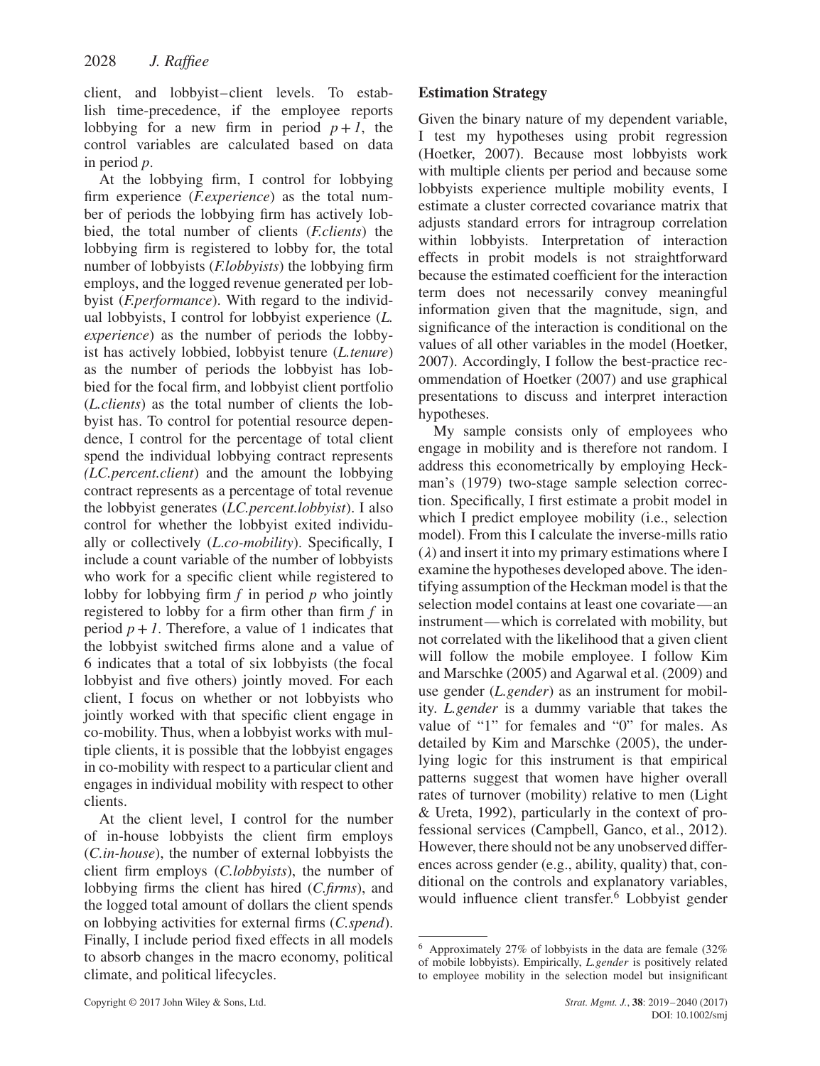client, and lobbyist–client levels. To establish time-precedence, if the employee reports lobbying for a new firm in period $p+1$, the control variables are calculated based on data in period $p$.

At the lobbying firm, I control for lobbying firm experience (*F.experience*) as the total number of periods the lobbying firm has actively lobbied, the total number of clients (*F.clients*) the lobbying firm is registered to lobby for, the total number of lobbyists (*F.lobbyists*) the lobbying firm employs, and the logged revenue generated per lobbyist (*F.performance*). With regard to the individual lobbyists, I control for lobbyist experience (*L.experience*) as the number of periods the lobbyist has actively lobbied, lobbyist tenure (*L.tenure*) as the number of periods the lobbyist has lobbied for the focal firm, and lobbyist client portfolio (*L.clients*) as the total number of clients the lobbyist has. To control for potential resource dependence, I control for the percentage of total client spend the individual lobbying contract represents (*LC.percent.client*) and the amount the lobbying contract represents as a percentage of total revenue the lobbyist generates (*LC.percent.lobbyist*). I also control for whether the lobbyist exited individually or collectively (*L.co-mobility*). Specifically, I include a count variable of the number of lobbyists who work for a specific client while registered to lobby for lobbying firm $f$ in period $p$ who jointly registered to lobby for a firm other than firm $f$ in period $p+1$. Therefore, a value of 1 indicates that the lobbyist switched firms alone and a value of 6 indicates that a total of six lobbyists (the focal lobbyist and five others) jointly moved. For each client, I focus on whether or not lobbyists who jointly worked with that specific client engage in co-mobility. Thus, when a lobbyist works with multiple clients, it is possible that the lobbyist engages in co-mobility with respect to a particular client and engages in individual mobility with respect to other clients.

At the client level, I control for the number of in-house lobbyists the client firm employs (*C.in-house*), the number of external lobbyists the client firm employs (*C.lobbyists*), the number of lobbying firms the client has hired (*C.firms*), and the logged total amount of dollars the client spends on lobbying activities for external firms (*C.spend*). Finally, I include period fixed effects in all models to absorb changes in the macro economy, political climate, and political lifecycles.

## Estimation Strategy

Given the binary nature of my dependent variable, I test my hypotheses using probit regression (Hoetker, 2007). Because most lobbyists work with multiple clients per period and because some lobbyists experience multiple mobility events, I estimate a cluster corrected covariance matrix that adjusts standard errors for intragroup correlation within lobbyists. Interpretation of interaction effects in probit models is not straightforward because the estimated coefficient for the interaction term does not necessarily convey meaningful information given that the magnitude, sign, and significance of the interaction is conditional on the values of all other variables in the model (Hoetker, 2007). Accordingly, I follow the best-practice recommendation of Hoetker (2007) and use graphical presentations to discuss and interpret interaction hypotheses.

My sample consists only of employees who engage in mobility and is therefore not random. I address this econometrically by employing Heckman's (1979) two-stage sample selection correction. Specifically, I first estimate a probit model in which I predict employee mobility (i.e., selection model). From this I calculate the inverse-mills ratio ($\lambda$) and insert it into my primary estimations where I examine the hypotheses developed above. The identifying assumption of the Heckman model is that the selection model contains at least one covariate—an instrument—which is correlated with mobility, but not correlated with the likelihood that a given client will follow the mobile employee. I follow Kim and Marschke (2005) and Agarwal et al. (2009) and use gender (*L.gender*) as an instrument for mobility. *L.gender* is a dummy variable that takes the value of "1" for females and "0" for males. As detailed by Kim and Marschke (2005), the underlying logic for this instrument is that empirical patterns suggest that women have higher overall rates of turnover (mobility) relative to men (Light & Ureta, 1992), particularly in the context of professional services (Campbell, Ganco, et al., 2012). However, there should not be any unobserved differences across gender (e.g., ability, quality) that, conditional on the controls and explanatory variables, would influence client transfer.[6] Lobbyist gender

[6] Approximately 27% of lobbyists in the data are female (32% of mobile lobbyists). Empirically, *L.gender* is positively related to employee mobility in the selection model but insignificant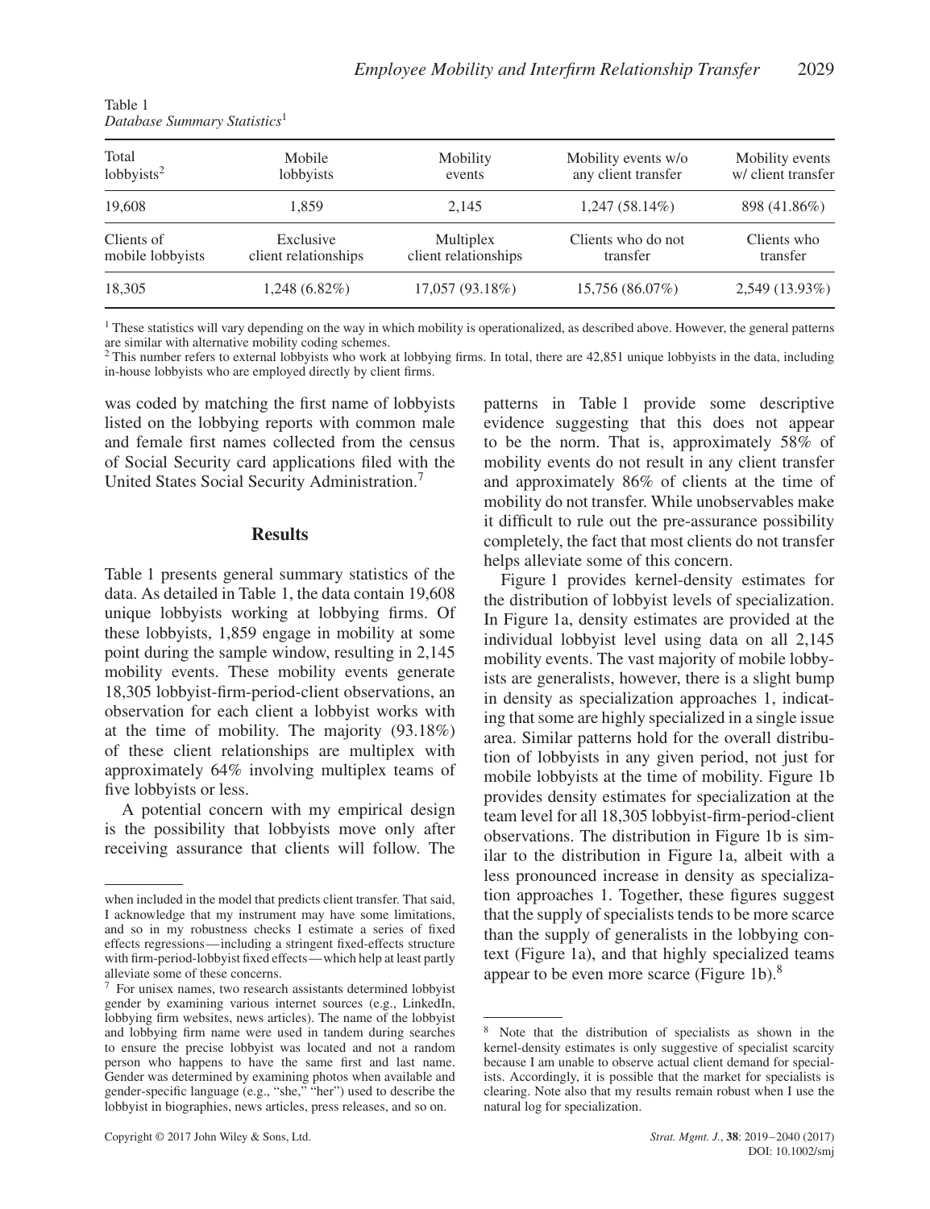Table 1
*Database Summary Statistics*[1]

| Total lobbyists[2] | Mobile lobbyists | Mobility events | Mobility events w/o any client transfer | Mobility events w/ client transfer |
|---|---|---|---|---|
| 19,608 | 1,859 | 2,145 | 1,247 (58.14%) | 898 (41.86%) |
| **Clients of mobile lobbyists** | **Exclusive client relationships** | **Multiplex client relationships** | **Clients who do not transfer** | **Clients who transfer** |
| 18,305 | 1,248 (6.82%) | 17,057 (93.18%) | 15,756 (86.07%) | 2,549 (13.93%) |

[1] These statistics will vary depending on the way in which mobility is operationalized, as described above. However, the general patterns are similar with alternative mobility coding schemes.
[2] This number refers to external lobbyists who work at lobbying firms. In total, there are 42,851 unique lobbyists in the data, including in-house lobbyists who are employed directly by client firms.

was coded by matching the first name of lobbyists listed on the lobbying reports with common male and female first names collected from the census of Social Security card applications filed with the United States Social Security Administration.[7]

## Results

Table 1 presents general summary statistics of the data. As detailed in Table 1, the data contain 19,608 unique lobbyists working at lobbying firms. Of these lobbyists, 1,859 engage in mobility at some point during the sample window, resulting in 2,145 mobility events. These mobility events generate 18,305 lobbyist-firm-period-client observations, an observation for each client a lobbyist works with at the time of mobility. The majority (93.18%) of these client relationships are multiplex with approximately 64% involving multiplex teams of five lobbyists or less.

A potential concern with my empirical design is the possibility that lobbyists move only after receiving assurance that clients will follow. The patterns in Table 1 provide some descriptive evidence suggesting that this does not appear to be the norm. That is, approximately 58% of mobility events do not result in any client transfer and approximately 86% of clients at the time of mobility do not transfer. While unobservables make it difficult to rule out the pre-assurance possibility completely, the fact that most clients do not transfer helps alleviate some of this concern.

Figure 1 provides kernel-density estimates for the distribution of lobbyist levels of specialization. In Figure 1a, density estimates are provided at the individual lobbyist level using data on all 2,145 mobility events. The vast majority of mobile lobbyists are generalists, however, there is a slight bump in density as specialization approaches 1, indicating that some are highly specialized in a single issue area. Similar patterns hold for the overall distribution of lobbyists in any given period, not just for mobile lobbyists at the time of mobility. Figure 1b provides density estimates for specialization at the team level for all 18,305 lobbyist-firm-period-client observations. The distribution in Figure 1b is similar to the distribution in Figure 1a, albeit with a less pronounced increase in density as specialization approaches 1. Together, these figures suggest that the supply of specialists tends to be more scarce than the supply of generalists in the lobbying context (Figure 1a), and that highly specialized teams appear to be even more scarce (Figure 1b).[8]

---

when included in the model that predicts client transfer. That said, I acknowledge that my instrument may have some limitations, and so in my robustness checks I estimate a series of fixed effects regressions—including a stringent fixed-effects structure with firm-period-lobbyist fixed effects—which help at least partly alleviate some of these concerns.

[7] For unisex names, two research assistants determined lobbyist gender by examining various internet sources (e.g., LinkedIn, lobbying firm websites, news articles). The name of the lobbyist and lobbying firm name were used in tandem during searches to ensure the precise lobbyist was located and not a random person who happens to have the same first and last name. Gender was determined by examining photos when available and gender-specific language (e.g., "she," "her") used to describe the lobbyist in biographies, news articles, press releases, and so on.

[8] Note that the distribution of specialists as shown in the kernel-density estimates is only suggestive of specialist scarcity because I am unable to observe actual client demand for specialists. Accordingly, it is possible that the market for specialists is clearing. Note also that my results remain robust when I use the natural log for specialization.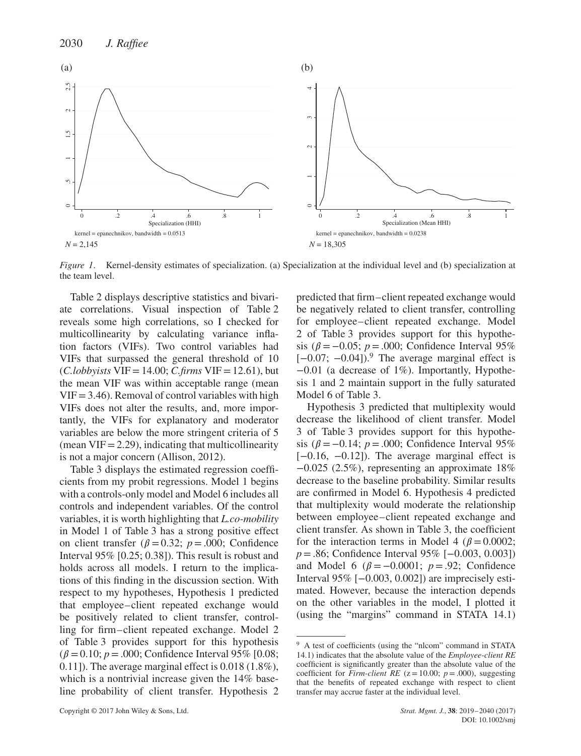*Figure 1*. Kernel-density estimates of specialization. (a) Specialization at the individual level and (b) specialization at the team level.

Table 2 displays descriptive statistics and bivariate correlations. Visual inspection of Table 2 reveals some high correlations, so I checked for multicollinearity by calculating variance inflation factors (VIFs). Two control variables had VIFs that surpassed the general threshold of 10 (*C.lobbyists* VIF = 14.00; *C.firms* VIF = 12.61), but the mean VIF was within acceptable range (mean VIF = 3.46). Removal of control variables with high VIFs does not alter the results, and, more importantly, the VIFs for explanatory and moderator variables are below the more stringent criteria of 5 (mean VIF = 2.29), indicating that multicollinearity is not a major concern (Allison, 2012).

Table 3 displays the estimated regression coefficients from my probit regressions. Model 1 begins with a controls-only model and Model 6 includes all controls and independent variables. Of the control variables, it is worth highlighting that *L.co-mobility* in Model 1 of Table 3 has a strong positive effect on client transfer ($\beta = 0.32$; $p = .000$; Confidence Interval 95% [0.25; 0.38]). This result is robust and holds across all models. I return to the implications of this finding in the discussion section. With respect to my hypotheses, Hypothesis 1 predicted that employee–client repeated exchange would be positively related to client transfer, controlling for firm–client repeated exchange. Model 2 of Table 3 provides support for this hypothesis ($\beta = 0.10$; $p = .000$; Confidence Interval 95% [0.08; 0.11]). The average marginal effect is 0.018 (1.8%), which is a nontrivial increase given the 14% baseline probability of client transfer. Hypothesis 2 predicted that firm–client repeated exchange would be negatively related to client transfer, controlling for employee–client repeated exchange. Model 2 of Table 3 provides support for this hypothesis ($\beta = -0.05$; $p = .000$; Confidence Interval 95% [−0.07; −0.04]).[9] The average marginal effect is −0.01 (a decrease of 1%). Importantly, Hypothesis 1 and 2 maintain support in the fully saturated Model 6 of Table 3.

Hypothesis 3 predicted that multiplexity would decrease the likelihood of client transfer. Model 3 of Table 3 provides support for this hypothesis ($\beta = -0.14$; $p = .000$; Confidence Interval 95% [−0.16, −0.12]). The average marginal effect is −0.025 (2.5%), representing an approximate 18% decrease to the baseline probability. Similar results are confirmed in Model 6. Hypothesis 4 predicted that multiplexity would moderate the relationship between employee–client repeated exchange and client transfer. As shown in Table 3, the coefficient for the interaction terms in Model 4 ($\beta = 0.0002$; $p = .86$; Confidence Interval 95% [−0.003, 0.003]) and Model 6 ($\beta = -0.0001$; $p = .92$; Confidence Interval 95% [−0.003, 0.002]) are imprecisely estimated. However, because the interaction depends on the other variables in the model, I plotted it (using the "margins" command in STATA 14.1)

[9] A test of coefficients (using the "nlcom" command in STATA 14.1) indicates that the absolute value of the *Employee-client RE* coefficient is significantly greater than the absolute value of the coefficient for *Firm-client RE* ($z = 10.00$; $p = .000$), suggesting that the benefits of repeated exchange with respect to client transfer may accrue faster at the individual level.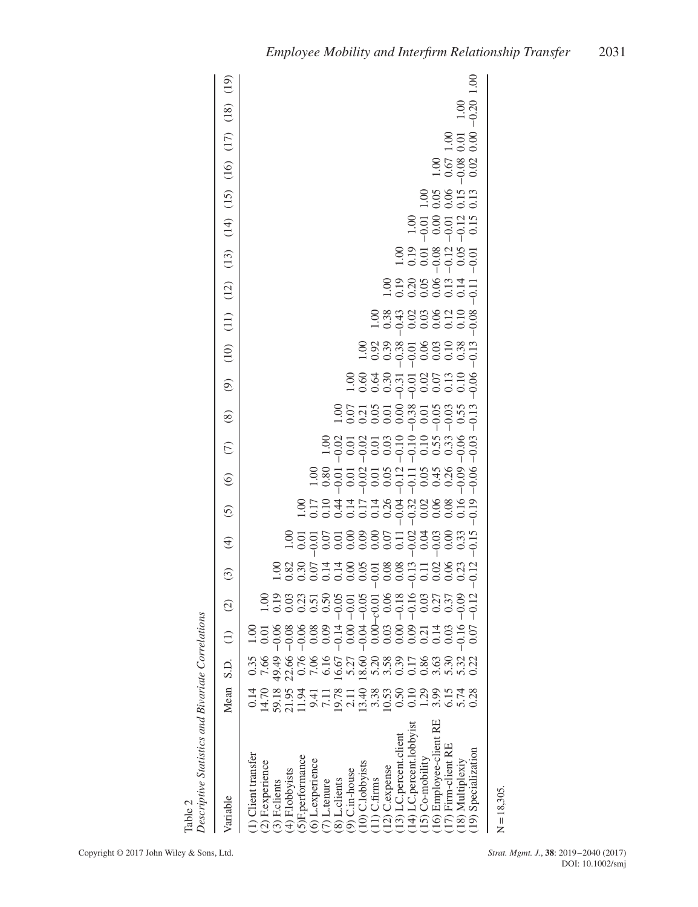Table 2
*Descriptive Statistics and Bivariate Correlations*

| Variable | Mean | S.D. | (1) | (2) | (3) | (4) | (5) | (6) | (7) | (8) | (9) | (10) | (11) | (12) | (13) | (14) | (15) | (16) | (17) | (18) | (19) |
|---|---|---|---|---|---|---|---|---|---|---|---|---|---|---|---|---|---|---|---|---|---|
| (1) Client transfer | 0.14 | 0.35 | 1.00 | | | | | | | | | | | | | | | | | | |
| (2) F.experience | 14.70 | 7.66 | 0.01 | 1.00 | | | | | | | | | | | | | | | | | |
| (3) F.clients | 59.18 | 49.49 | −0.06 | 0.19 | 1.00 | | | | | | | | | | | | | | | | |
| (4) F.lobbyists | 21.95 | 22.66 | −0.08 | 0.03 | 0.82 | 1.00 | | | | | | | | | | | | | | | |
| (5)F.performance | 11.94 | 0.76 | −0.06 | 0.23 | 0.30 | 0.01 | 1.00 | | | | | | | | | | | | | | |
| (6) L.experience | 9.41 | 7.06 | 0.08 | 0.51 | 0.07 | −0.01 | 0.17 | 1.00 | | | | | | | | | | | | | |
| (7) L.tenure | 7.11 | 6.16 | 0.09 | 0.50 | 0.14 | 0.07 | 0.10 | 0.80 | 1.00 | | | | | | | | | | | | |
| (8) L.clients | 19.78 | 16.67 | −0.14 | −0.05 | 0.14 | 0.01 | 0.44 | −0.01 | −0.02 | 1.00 | | | | | | | | | | | |
| (9) C.in-house | 2.11 | 5.27 | 0.00 | −0.01 | 0.00 | 0.00 | 0.14 | 0.01 | 0.01 | 0.07 | 1.00 | | | | | | | | | | |
| (10) C.lobbyists | 13.40 | 18.60 | −0.04 | −0.05 | 0.05 | 0.09 | 0.17 | −0.02 | −0.02 | 0.21 | 0.60 | 1.00 | | | | | | | | | |
| (11) C.firms | 3.38 | 5.20 | 0.00 | −c0.01 | −0.01 | 0.00 | 0.14 | 0.01 | 0.01 | 0.05 | 0.64 | 0.92 | 1.00 | | | | | | | | |
| (12) C.expense | 10.53 | 3.58 | 0.03 | 0.06 | 0.08 | 0.07 | 0.26 | 0.05 | 0.03 | 0.01 | 0.30 | 0.39 | 0.38 | 1.00 | | | | | | | |
| (13) LC.percent.client | 0.50 | 0.39 | 0.00 | −0.18 | 0.08 | 0.11 | −0.04 | −0.12 | −0.10 | 0.00 | −0.31 | −0.38 | −0.43 | 0.19 | 1.00 | | | | | | |
| (14) LC.percent.lobbyist | 0.10 | 0.17 | 0.09 | −0.16 | −0.13 | −0.02 | −0.32 | −0.11 | −0.10 | −0.38 | −0.01 | −0.01 | 0.02 | 0.20 | 0.19 | 1.00 | | | | | |
| (15) Co-mobility | 1.29 | 0.86 | 0.21 | 0.03 | 0.11 | 0.04 | 0.02 | 0.05 | 0.10 | 0.01 | 0.02 | 0.06 | 0.03 | 0.05 | 0.01 | −0.01 | 1.00 | | | | |
| (16) Employee-client RE | 3.99 | 3.63 | 0.14 | 0.27 | 0.02 | −0.03 | 0.06 | 0.45 | 0.55 | −0.05 | 0.07 | 0.03 | 0.06 | 0.06 | −0.08 | 0.00 | 0.05 | 1.00 | | | |
| (17) Firm-client RE | 6.15 | 5.30 | 0.03 | 0.37 | 0.06 | 0.00 | 0.08 | 0.26 | 0.33 | −0.03 | 0.13 | 0.10 | 0.12 | 0.13 | −0.12 | −0.01 | 0.06 | 0.67 | 1.00 | | |
| (18) Multiplexity | 5.74 | 5.32 | −0.16 | −0.09 | 0.23 | 0.33 | 0.16 | −0.09 | −0.06 | 0.55 | 0.10 | 0.38 | 0.10 | 0.14 | 0.05 | −0.12 | 0.15 | −0.08 | 0.01 | 1.00 | |
| (19) Specialization | 0.28 | 0.22 | 0.07 | −0.12 | −0.12 | −0.15 | −0.19 | −0.06 | −0.03 | −0.13 | −0.06 | −0.13 | −0.08 | −0.11 | −0.01 | 0.15 | 0.13 | 0.02 | 0.00 | −0.20 | 1.00 |

N = 18,305.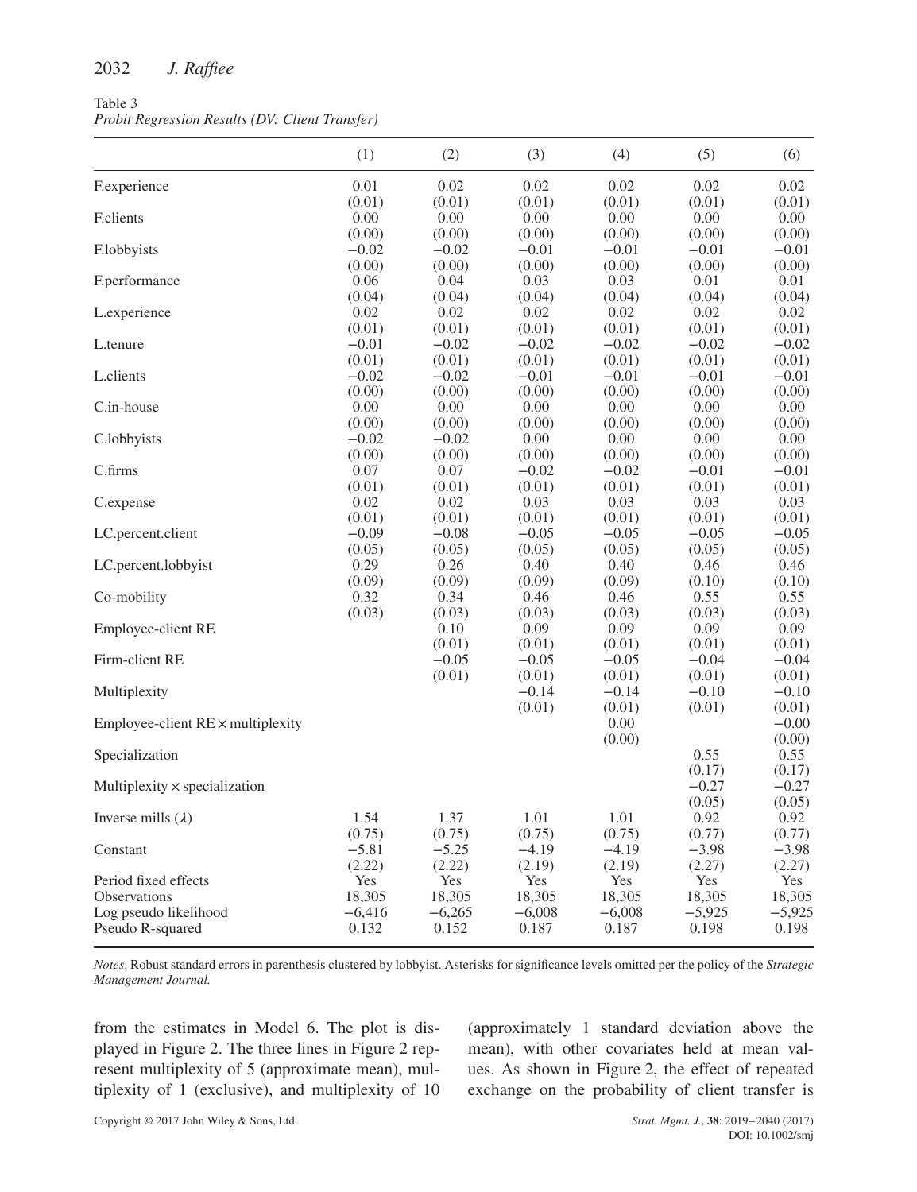Table 3
*Probit Regression Results (DV: Client Transfer)*

| | (1) | (2) | (3) | (4) | (5) | (6) |
|---|---|---|---|---|---|---|
| F.experience | 0.01 | 0.02 | 0.02 | 0.02 | 0.02 | 0.02 |
| | (0.01) | (0.01) | (0.01) | (0.01) | (0.01) | (0.01) |
| F.clients | 0.00 | 0.00 | 0.00 | 0.00 | 0.00 | 0.00 |
| | (0.00) | (0.00) | (0.00) | (0.00) | (0.00) | (0.00) |
| F.lobbyists | −0.02 | −0.02 | −0.01 | −0.01 | −0.01 | −0.01 |
| | (0.00) | (0.00) | (0.00) | (0.00) | (0.00) | (0.00) |
| F.performance | 0.06 | 0.04 | 0.03 | 0.03 | 0.01 | 0.01 |
| | (0.04) | (0.04) | (0.04) | (0.04) | (0.04) | (0.04) |
| L.experience | 0.02 | 0.02 | 0.02 | 0.02 | 0.02 | 0.02 |
| | (0.01) | (0.01) | (0.01) | (0.01) | (0.01) | (0.01) |
| L.tenure | −0.01 | −0.02 | −0.02 | −0.02 | −0.02 | −0.02 |
| | (0.01) | (0.01) | (0.01) | (0.01) | (0.01) | (0.01) |
| L.clients | −0.02 | −0.02 | −0.01 | −0.01 | −0.01 | −0.01 |
| | (0.00) | (0.00) | (0.00) | (0.00) | (0.00) | (0.00) |
| C.in-house | 0.00 | 0.00 | 0.00 | 0.00 | 0.00 | 0.00 |
| | (0.00) | (0.00) | (0.00) | (0.00) | (0.00) | (0.00) |
| C.lobbyists | −0.02 | −0.02 | 0.00 | 0.00 | 0.00 | 0.00 |
| | (0.00) | (0.00) | (0.00) | (0.00) | (0.00) | (0.00) |
| C.firms | 0.07 | 0.07 | −0.02 | −0.02 | −0.01 | −0.01 |
| | (0.01) | (0.01) | (0.01) | (0.01) | (0.01) | (0.01) |
| C.expense | 0.02 | 0.02 | 0.03 | 0.03 | 0.03 | 0.03 |
| | (0.01) | (0.01) | (0.01) | (0.01) | (0.01) | (0.01) |
| LC.percent.client | −0.09 | −0.08 | −0.05 | −0.05 | −0.05 | −0.05 |
| | (0.05) | (0.05) | (0.05) | (0.05) | (0.05) | (0.05) |
| LC.percent.lobbyist | 0.29 | 0.26 | 0.40 | 0.40 | 0.46 | 0.46 |
| | (0.09) | (0.09) | (0.09) | (0.09) | (0.10) | (0.10) |
| Co-mobility | 0.32 | 0.34 | 0.46 | 0.46 | 0.55 | 0.55 |
| | (0.03) | (0.03) | (0.03) | (0.03) | (0.03) | (0.03) |
| Employee-client RE | | 0.10 | 0.09 | 0.09 | 0.09 | 0.09 |
| | | (0.01) | (0.01) | (0.01) | (0.01) | (0.01) |
| Firm-client RE | | −0.05 | −0.05 | −0.05 | −0.04 | −0.04 |
| | | (0.01) | (0.01) | (0.01) | (0.01) | (0.01) |
| Multiplexity | | | −0.14 | −0.14 | −0.10 | −0.10 |
| | | | (0.01) | (0.01) | (0.01) | (0.01) |
| Employee-client RE × multiplexity | | | | 0.00 | | −0.00 |
| | | | | (0.00) | | (0.00) |
| Specialization | | | | | 0.55 | 0.55 |
| | | | | | (0.17) | (0.17) |
| Multiplexity × specialization | | | | | −0.27 | −0.27 |
| | | | | | (0.05) | (0.05) |
| Inverse mills ($\lambda$) | 1.54 | 1.37 | 1.01 | 1.01 | 0.92 | 0.92 |
| | (0.75) | (0.75) | (0.75) | (0.75) | (0.77) | (0.77) |
| Constant | −5.81 | −5.25 | −4.19 | −4.19 | −3.98 | −3.98 |
| | (2.22) | (2.22) | (2.19) | (2.19) | (2.27) | (2.27) |
| Period fixed effects | Yes | Yes | Yes | Yes | Yes | Yes |
| Observations | 18,305 | 18,305 | 18,305 | 18,305 | 18,305 | 18,305 |
| Log pseudo likelihood | −6,416 | −6,265 | −6,008 | −6,008 | −5,925 | −5,925 |
| Pseudo R-squared | 0.132 | 0.152 | 0.187 | 0.187 | 0.198 | 0.198 |

*Notes*. Robust standard errors in parenthesis clustered by lobbyist. Asterisks for significance levels omitted per the policy of the *Strategic Management Journal.*

from the estimates in Model 6. The plot is displayed in Figure 2. The three lines in Figure 2 represent multiplexity of 5 (approximate mean), multiplexity of 1 (exclusive), and multiplexity of 10 (approximately 1 standard deviation above the mean), with other covariates held at mean values. As shown in Figure 2, the effect of repeated exchange on the probability of client transfer is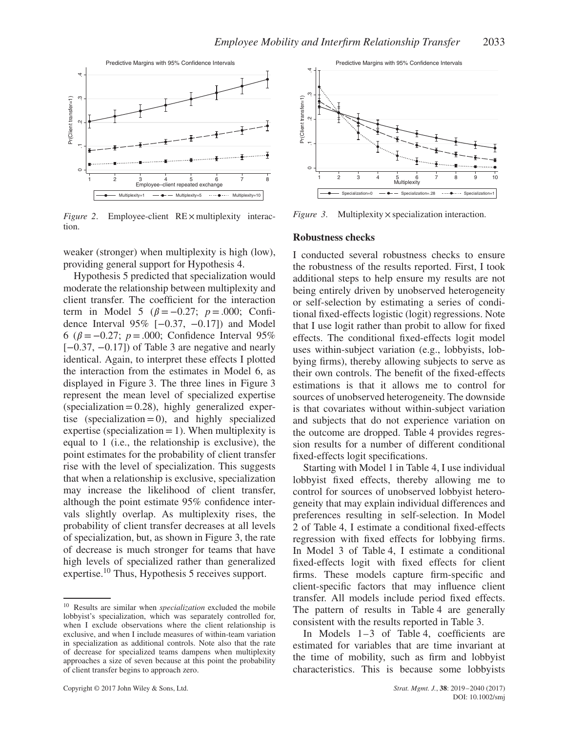*Figure 2*. Employee-client RE × multiplexity interaction.

*Figure 3*. Multiplexity × specialization interaction.

weaker (stronger) when multiplexity is high (low), providing general support for Hypothesis 4.

Hypothesis 5 predicted that specialization would moderate the relationship between multiplexity and client transfer. The coefficient for the interaction term in Model 5 ($\beta = -0.27$; $p = .000$; Confidence Interval 95% [−0.37, −0.17]) and Model 6 ($\beta = -0.27$; $p = .000$; Confidence Interval 95% [−0.37, −0.17]) of Table 3 are negative and nearly identical. Again, to interpret these effects I plotted the interaction from the estimates in Model 6, as displayed in Figure 3. The three lines in Figure 3 represent the mean level of specialized expertise (specialization = 0.28), highly generalized expertise (specialization = 0), and highly specialized expertise (specialization = 1). When multiplexity is equal to 1 (i.e., the relationship is exclusive), the point estimates for the probability of client transfer rise with the level of specialization. This suggests that when a relationship is exclusive, specialization may increase the likelihood of client transfer, although the point estimate 95% confidence intervals slightly overlap. As multiplexity rises, the probability of client transfer decreases at all levels of specialization, but, as shown in Figure 3, the rate of decrease is much stronger for teams that have high levels of specialized rather than generalized expertise.[10] Thus, Hypothesis 5 receives support.

[10] Results are similar when *specialization* excluded the mobile lobbyist's specialization, which was separately controlled for, when I exclude observations where the client relationship is exclusive, and when I include measures of within-team variation in specialization as additional controls. Note also that the rate of decrease for specialized teams dampens when multiplexity approaches a size of seven because at this point the probability of client transfer begins to approach zero.

## Robustness checks

I conducted several robustness checks to ensure the robustness of the results reported. First, I took additional steps to help ensure my results are not being entirely driven by unobserved heterogeneity or self-selection by estimating a series of conditional fixed-effects logistic (logit) regressions. Note that I use logit rather than probit to allow for fixed effects. The conditional fixed-effects logit model uses within-subject variation (e.g., lobbyists, lobbying firms), thereby allowing subjects to serve as their own controls. The benefit of the fixed-effects estimations is that it allows me to control for sources of unobserved heterogeneity. The downside is that covariates without within-subject variation and subjects that do not experience variation on the outcome are dropped. Table 4 provides regression results for a number of different conditional fixed-effects logit specifications.

Starting with Model 1 in Table 4, I use individual lobbyist fixed effects, thereby allowing me to control for sources of unobserved lobbyist heterogeneity that may explain individual differences and preferences resulting in self-selection. In Model 2 of Table 4, I estimate a conditional fixed-effects regression with fixed effects for lobbying firms. In Model 3 of Table 4, I estimate a conditional fixed-effects logit with fixed effects for client firms. These models capture firm-specific and client-specific factors that may influence client transfer. All models include period fixed effects. The pattern of results in Table 4 are generally consistent with the results reported in Table 3.

In Models 1–3 of Table 4, coefficients are estimated for variables that are time invariant at the time of mobility, such as firm and lobbyist characteristics. This is because some lobbyists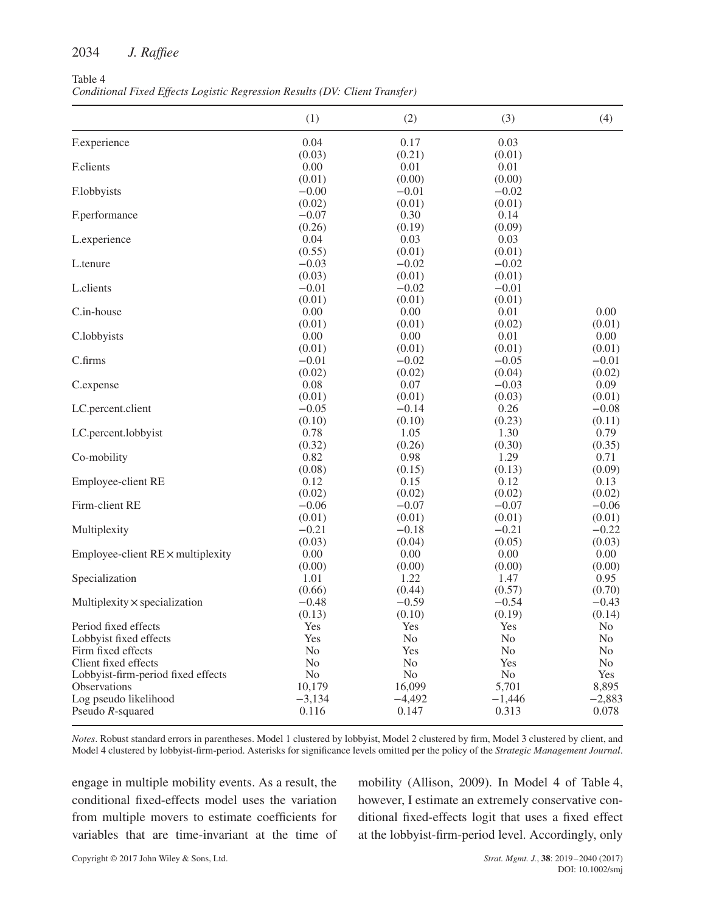Table 4
*Conditional Fixed Effects Logistic Regression Results (DV: Client Transfer)*

| | (1) | (2) | (3) | (4) |
|---|---|---|---|---|
| F.experience | 0.04 | 0.17 | 0.03 | |
| | (0.03) | (0.21) | (0.01) | |
| F.clients | 0.00 | 0.01 | 0.01 | |
| | (0.01) | (0.00) | (0.00) | |
| F.lobbyists | −0.00 | −0.01 | −0.02 | |
| | (0.02) | (0.01) | (0.01) | |
| F.performance | −0.07 | 0.30 | 0.14 | |
| | (0.26) | (0.19) | (0.09) | |
| L.experience | 0.04 | 0.03 | 0.03 | |
| | (0.55) | (0.01) | (0.01) | |
| L.tenure | −0.03 | −0.02 | −0.02 | |
| | (0.03) | (0.01) | (0.01) | |
| L.clients | −0.01 | −0.02 | −0.01 | |
| | (0.01) | (0.01) | (0.01) | |
| C.in-house | 0.00 | 0.00 | 0.01 | 0.00 |
| | (0.01) | (0.01) | (0.02) | (0.01) |
| C.lobbyists | 0.00 | 0.00 | 0.01 | 0.00 |
| | (0.01) | (0.01) | (0.01) | (0.01) |
| C.firms | −0.01 | −0.02 | −0.05 | −0.01 |
| | (0.02) | (0.02) | (0.04) | (0.02) |
| C.expense | 0.08 | 0.07 | −0.03 | 0.09 |
| | (0.01) | (0.01) | (0.03) | (0.01) |
| LC.percent.client | −0.05 | −0.14 | 0.26 | −0.08 |
| | (0.10) | (0.10) | (0.23) | (0.11) |
| LC.percent.lobbyist | 0.78 | 1.05 | 1.30 | 0.79 |
| | (0.32) | (0.26) | (0.30) | (0.35) |
| Co-mobility | 0.82 | 0.98 | 1.29 | 0.71 |
| | (0.08) | (0.15) | (0.13) | (0.09) |
| Employee-client RE | 0.12 | 0.15 | 0.12 | 0.13 |
| | (0.02) | (0.02) | (0.02) | (0.02) |
| Firm-client RE | −0.06 | −0.07 | −0.07 | −0.06 |
| | (0.01) | (0.01) | (0.01) | (0.01) |
| Multiplexity | −0.21 | −0.18 | −0.21 | −0.22 |
| | (0.03) | (0.04) | (0.05) | (0.03) |
| Employee-client RE × multiplexity | 0.00 | 0.00 | 0.00 | 0.00 |
| | (0.00) | (0.00) | (0.00) | (0.00) |
| Specialization | 1.01 | 1.22 | 1.47 | 0.95 |
| | (0.66) | (0.44) | (0.57) | (0.70) |
| Multiplexity × specialization | −0.48 | −0.59 | −0.54 | −0.43 |
| | (0.13) | (0.10) | (0.19) | (0.14) |
| Period fixed effects | Yes | Yes | Yes | No |
| Lobbyist fixed effects | Yes | No | No | No |
| Firm fixed effects | No | Yes | No | No |
| Client fixed effects | No | No | Yes | No |
| Lobbyist-firm-period fixed effects | No | No | No | Yes |
| Observations | 10,179 | 16,099 | 5,701 | 8,895 |
| Log pseudo likelihood | −3,134 | −4,492 | −1,446 | −2,883 |
| Pseudo *R*-squared | 0.116 | 0.147 | 0.313 | 0.078 |

*Notes*. Robust standard errors in parentheses. Model 1 clustered by lobbyist, Model 2 clustered by firm, Model 3 clustered by client, and Model 4 clustered by lobbyist-firm-period. Asterisks for significance levels omitted per the policy of the *Strategic Management Journal*.

engage in multiple mobility events. As a result, the conditional fixed-effects model uses the variation from multiple movers to estimate coefficients for variables that are time-invariant at the time of mobility (Allison, 2009). In Model 4 of Table 4, however, I estimate an extremely conservative conditional fixed-effects logit that uses a fixed effect at the lobbyist-firm-period level. Accordingly, only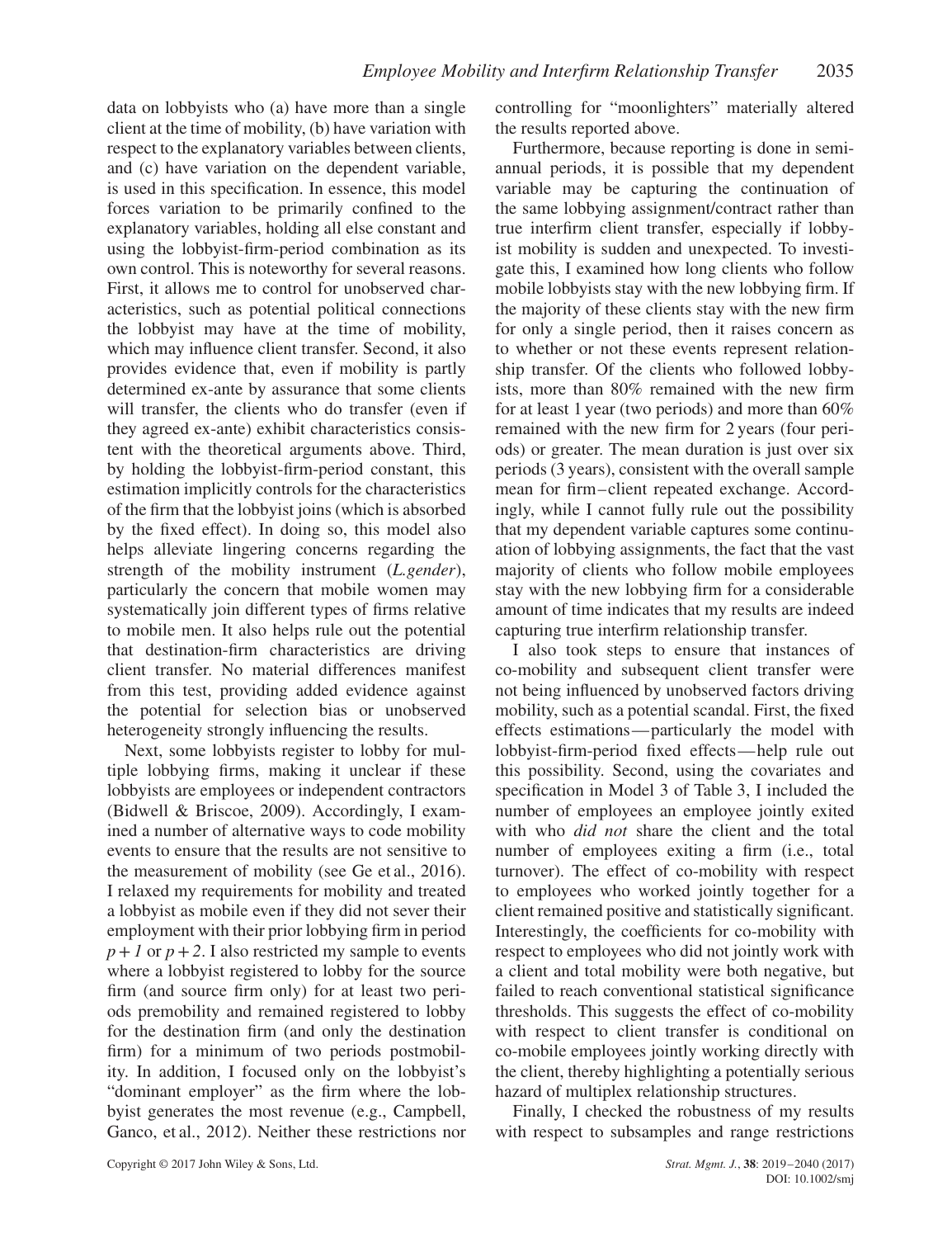data on lobbyists who (a) have more than a single client at the time of mobility, (b) have variation with respect to the explanatory variables between clients, and (c) have variation on the dependent variable, is used in this specification. In essence, this model forces variation to be primarily confined to the explanatory variables, holding all else constant and using the lobbyist-firm-period combination as its own control. This is noteworthy for several reasons. First, it allows me to control for unobserved characteristics, such as potential political connections the lobbyist may have at the time of mobility, which may influence client transfer. Second, it also provides evidence that, even if mobility is partly determined ex-ante by assurance that some clients will transfer, the clients who do transfer (even if they agreed ex-ante) exhibit characteristics consistent with the theoretical arguments above. Third, by holding the lobbyist-firm-period constant, this estimation implicitly controls for the characteristics of the firm that the lobbyist joins (which is absorbed by the fixed effect). In doing so, this model also helps alleviate lingering concerns regarding the strength of the mobility instrument (*L.gender*), particularly the concern that mobile women may systematically join different types of firms relative to mobile men. It also helps rule out the potential that destination-firm characteristics are driving client transfer. No material differences manifest from this test, providing added evidence against the potential for selection bias or unobserved heterogeneity strongly influencing the results.

Next, some lobbyists register to lobby for multiple lobbying firms, making it unclear if these lobbyists are employees or independent contractors (Bidwell & Briscoe, 2009). Accordingly, I examined a number of alternative ways to code mobility events to ensure that the results are not sensitive to the measurement of mobility (see Ge et al., 2016). I relaxed my requirements for mobility and treated a lobbyist as mobile even if they did not sever their employment with their prior lobbying firm in period $p+1$ or $p+2$. I also restricted my sample to events where a lobbyist registered to lobby for the source firm (and source firm only) for at least two periods premobility and remained registered to lobby for the destination firm (and only the destination firm) for a minimum of two periods postmobility. In addition, I focused only on the lobbyist's "dominant employer" as the firm where the lobbyist generates the most revenue (e.g., Campbell, Ganco, et al., 2012). Neither these restrictions nor controlling for "moonlighters" materially altered the results reported above.

Furthermore, because reporting is done in semiannual periods, it is possible that my dependent variable may be capturing the continuation of the same lobbying assignment/contract rather than true interfirm client transfer, especially if lobbyist mobility is sudden and unexpected. To investigate this, I examined how long clients who follow mobile lobbyists stay with the new lobbying firm. If the majority of these clients stay with the new firm for only a single period, then it raises concern as to whether or not these events represent relationship transfer. Of the clients who followed lobbyists, more than 80% remained with the new firm for at least 1 year (two periods) and more than 60% remained with the new firm for 2 years (four periods) or greater. The mean duration is just over six periods (3 years), consistent with the overall sample mean for firm–client repeated exchange. Accordingly, while I cannot fully rule out the possibility that my dependent variable captures some continuation of lobbying assignments, the fact that the vast majority of clients who follow mobile employees stay with the new lobbying firm for a considerable amount of time indicates that my results are indeed capturing true interfirm relationship transfer.

I also took steps to ensure that instances of co-mobility and subsequent client transfer were not being influenced by unobserved factors driving mobility, such as a potential scandal. First, the fixed effects estimations—particularly the model with lobbyist-firm-period fixed effects—help rule out this possibility. Second, using the covariates and specification in Model 3 of Table 3, I included the number of employees an employee jointly exited with who *did not* share the client and the total number of employees exiting a firm (i.e., total turnover). The effect of co-mobility with respect to employees who worked jointly together for a client remained positive and statistically significant. Interestingly, the coefficients for co-mobility with respect to employees who did not jointly work with a client and total mobility were both negative, but failed to reach conventional statistical significance thresholds. This suggests the effect of co-mobility with respect to client transfer is conditional on co-mobile employees jointly working directly with the client, thereby highlighting a potentially serious hazard of multiplex relationship structures.

Finally, I checked the robustness of my results with respect to subsamples and range restrictions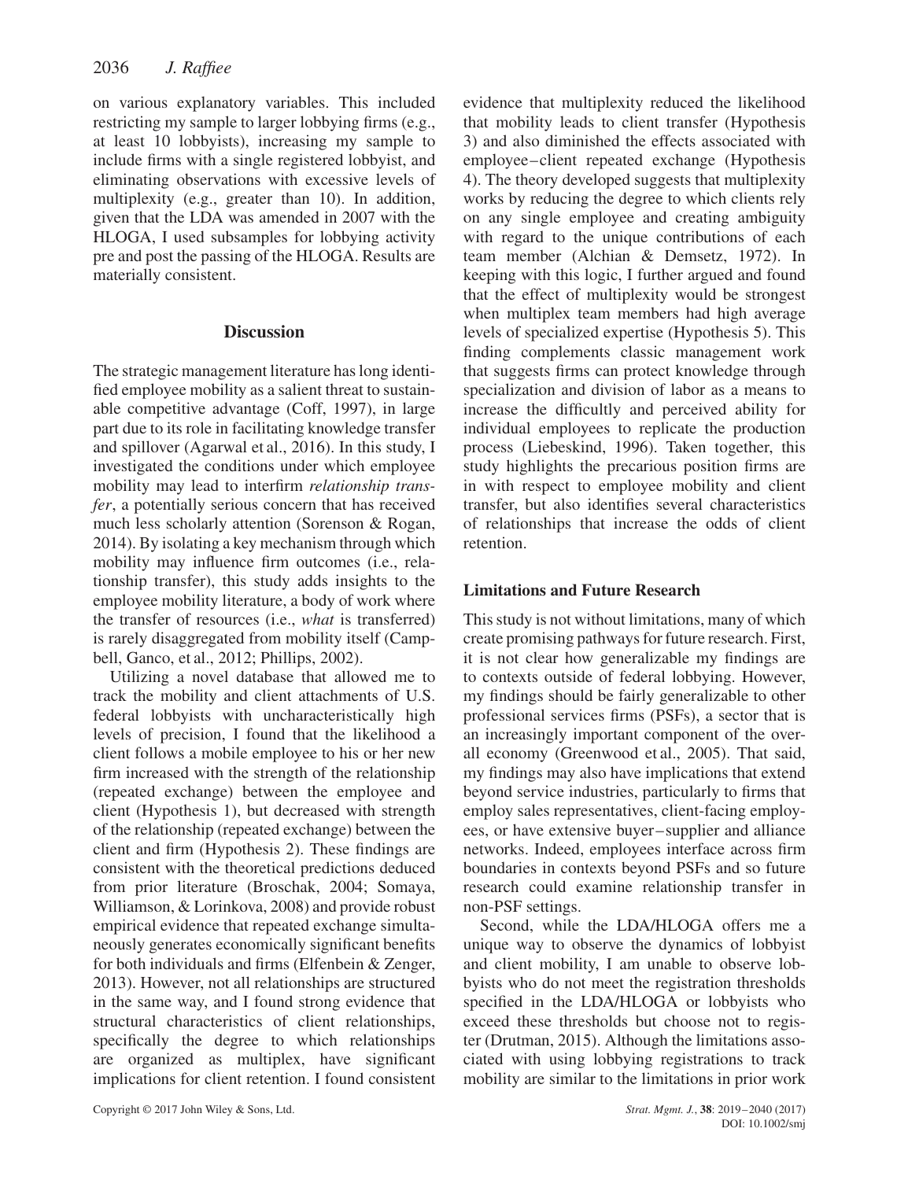on various explanatory variables. This included restricting my sample to larger lobbying firms (e.g., at least 10 lobbyists), increasing my sample to include firms with a single registered lobbyist, and eliminating observations with excessive levels of multiplexity (e.g., greater than 10). In addition, given that the LDA was amended in 2007 with the HLOGA, I used subsamples for lobbying activity pre and post the passing of the HLOGA. Results are materially consistent.

## Discussion

The strategic management literature has long identified employee mobility as a salient threat to sustainable competitive advantage (Coff, 1997), in large part due to its role in facilitating knowledge transfer and spillover (Agarwal et al., 2016). In this study, I investigated the conditions under which employee mobility may lead to interfirm *relationship transfer*, a potentially serious concern that has received much less scholarly attention (Sorenson & Rogan, 2014). By isolating a key mechanism through which mobility may influence firm outcomes (i.e., relationship transfer), this study adds insights to the employee mobility literature, a body of work where the transfer of resources (i.e., *what* is transferred) is rarely disaggregated from mobility itself (Campbell, Ganco, et al., 2012; Phillips, 2002).

Utilizing a novel database that allowed me to track the mobility and client attachments of U.S. federal lobbyists with uncharacteristically high levels of precision, I found that the likelihood a client follows a mobile employee to his or her new firm increased with the strength of the relationship (repeated exchange) between the employee and client (Hypothesis 1), but decreased with strength of the relationship (repeated exchange) between the client and firm (Hypothesis 2). These findings are consistent with the theoretical predictions deduced from prior literature (Broschak, 2004; Somaya, Williamson, & Lorinkova, 2008) and provide robust empirical evidence that repeated exchange simultaneously generates economically significant benefits for both individuals and firms (Elfenbein & Zenger, 2013). However, not all relationships are structured in the same way, and I found strong evidence that structural characteristics of client relationships, specifically the degree to which relationships are organized as multiplex, have significant implications for client retention. I found consistent evidence that multiplexity reduced the likelihood that mobility leads to client transfer (Hypothesis 3) and also diminished the effects associated with employee–client repeated exchange (Hypothesis 4). The theory developed suggests that multiplexity works by reducing the degree to which clients rely on any single employee and creating ambiguity with regard to the unique contributions of each team member (Alchian & Demsetz, 1972). In keeping with this logic, I further argued and found that the effect of multiplexity would be strongest when multiplex team members had high average levels of specialized expertise (Hypothesis 5). This finding complements classic management work that suggests firms can protect knowledge through specialization and division of labor as a means to increase the difficultly and perceived ability for individual employees to replicate the production process (Liebeskind, 1996). Taken together, this study highlights the precarious position firms are in with respect to employee mobility and client transfer, but also identifies several characteristics of relationships that increase the odds of client retention.

### Limitations and Future Research

This study is not without limitations, many of which create promising pathways for future research. First, it is not clear how generalizable my findings are to contexts outside of federal lobbying. However, my findings should be fairly generalizable to other professional services firms (PSFs), a sector that is an increasingly important component of the overall economy (Greenwood et al., 2005). That said, my findings may also have implications that extend beyond service industries, particularly to firms that employ sales representatives, client-facing employees, or have extensive buyer–supplier and alliance networks. Indeed, employees interface across firm boundaries in contexts beyond PSFs and so future research could examine relationship transfer in non-PSF settings.

Second, while the LDA/HLOGA offers me a unique way to observe the dynamics of lobbyist and client mobility, I am unable to observe lobbyists who do not meet the registration thresholds specified in the LDA/HLOGA or lobbyists who exceed these thresholds but choose not to register (Drutman, 2015). Although the limitations associated with using lobbying registrations to track mobility are similar to the limitations in prior work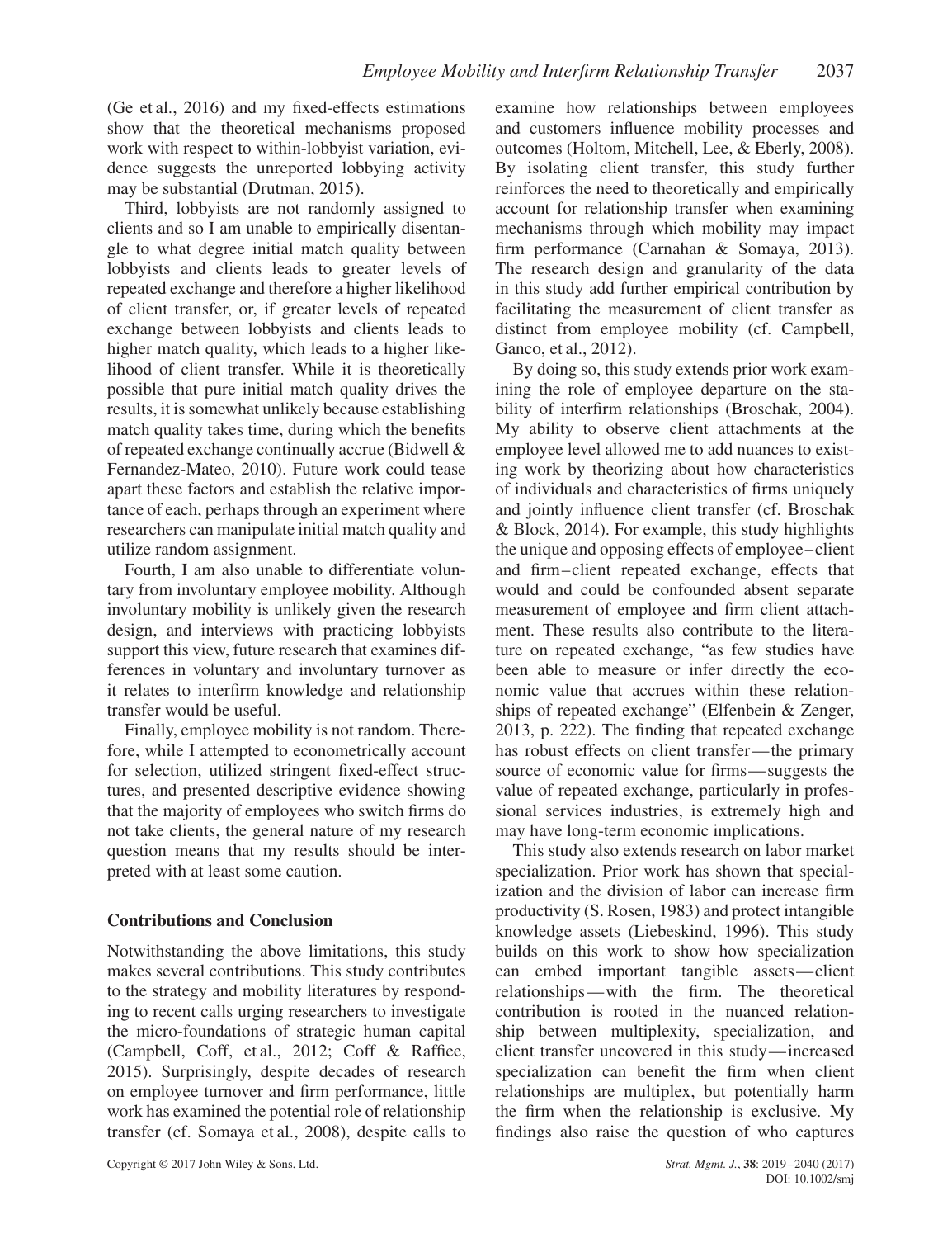(Ge et al., 2016) and my fixed-effects estimations show that the theoretical mechanisms proposed work with respect to within-lobbyist variation, evidence suggests the unreported lobbying activity may be substantial (Drutman, 2015).

Third, lobbyists are not randomly assigned to clients and so I am unable to empirically disentangle to what degree initial match quality between lobbyists and clients leads to greater levels of repeated exchange and therefore a higher likelihood of client transfer, or, if greater levels of repeated exchange between lobbyists and clients leads to higher match quality, which leads to a higher likelihood of client transfer. While it is theoretically possible that pure initial match quality drives the results, it is somewhat unlikely because establishing match quality takes time, during which the benefits of repeated exchange continually accrue (Bidwell & Fernandez-Mateo, 2010). Future work could tease apart these factors and establish the relative importance of each, perhaps through an experiment where researchers can manipulate initial match quality and utilize random assignment.

Fourth, I am also unable to differentiate voluntary from involuntary employee mobility. Although involuntary mobility is unlikely given the research design, and interviews with practicing lobbyists support this view, future research that examines differences in voluntary and involuntary turnover as it relates to interfirm knowledge and relationship transfer would be useful.

Finally, employee mobility is not random. Therefore, while I attempted to econometrically account for selection, utilized stringent fixed-effect structures, and presented descriptive evidence showing that the majority of employees who switch firms do not take clients, the general nature of my research question means that my results should be interpreted with at least some caution.

## Contributions and Conclusion

Notwithstanding the above limitations, this study makes several contributions. This study contributes to the strategy and mobility literatures by responding to recent calls urging researchers to investigate the micro-foundations of strategic human capital (Campbell, Coff, et al., 2012; Coff & Raffiee, 2015). Surprisingly, despite decades of research on employee turnover and firm performance, little work has examined the potential role of relationship transfer (cf. Somaya et al., 2008), despite calls to examine how relationships between employees and customers influence mobility processes and outcomes (Holtom, Mitchell, Lee, & Eberly, 2008). By isolating client transfer, this study further reinforces the need to theoretically and empirically account for relationship transfer when examining mechanisms through which mobility may impact firm performance (Carnahan & Somaya, 2013). The research design and granularity of the data in this study add further empirical contribution by facilitating the measurement of client transfer as distinct from employee mobility (cf. Campbell, Ganco, et al., 2012).

By doing so, this study extends prior work examining the role of employee departure on the stability of interfirm relationships (Broschak, 2004). My ability to observe client attachments at the employee level allowed me to add nuances to existing work by theorizing about how characteristics of individuals and characteristics of firms uniquely and jointly influence client transfer (cf. Broschak & Block, 2014). For example, this study highlights the unique and opposing effects of employee–client and firm–client repeated exchange, effects that would and could be confounded absent separate measurement of employee and firm client attachment. These results also contribute to the literature on repeated exchange, "as few studies have been able to measure or infer directly the economic value that accrues within these relationships of repeated exchange" (Elfenbein & Zenger, 2013, p. 222). The finding that repeated exchange has robust effects on client transfer—the primary source of economic value for firms—suggests the value of repeated exchange, particularly in professional services industries, is extremely high and may have long-term economic implications.

This study also extends research on labor market specialization. Prior work has shown that specialization and the division of labor can increase firm productivity (S. Rosen, 1983) and protect intangible knowledge assets (Liebeskind, 1996). This study builds on this work to show how specialization can embed important tangible assets—client relationships—with the firm. The theoretical contribution is rooted in the nuanced relationship between multiplexity, specialization, and client transfer uncovered in this study—increased specialization can benefit the firm when client relationships are multiplex, but potentially harm the firm when the relationship is exclusive. My findings also raise the question of who captures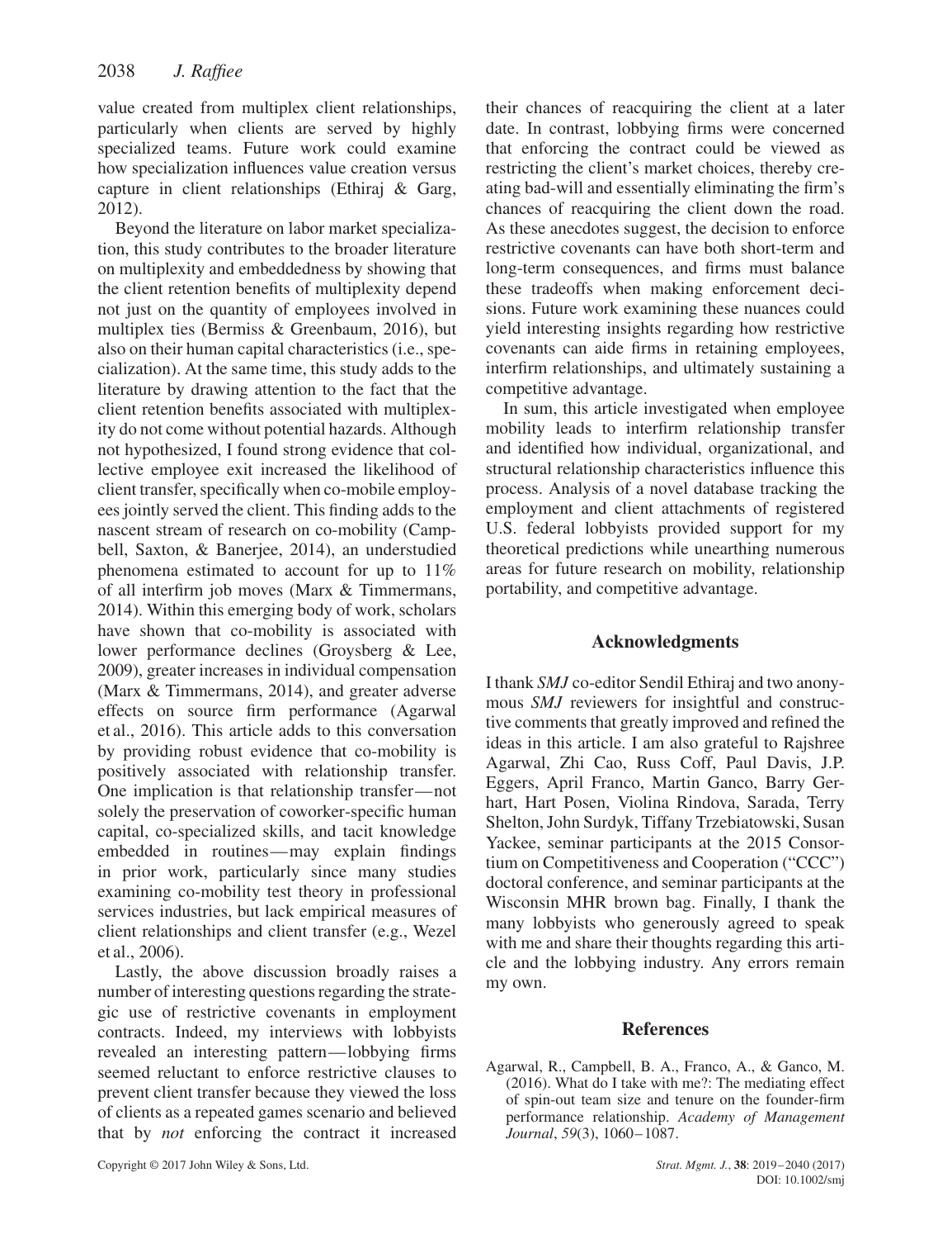value created from multiplex client relationships, particularly when clients are served by highly specialized teams. Future work could examine how specialization influences value creation versus capture in client relationships (Ethiraj & Garg, 2012).

Beyond the literature on labor market specialization, this study contributes to the broader literature on multiplexity and embeddedness by showing that the client retention benefits of multiplexity depend not just on the quantity of employees involved in multiplex ties (Bermiss & Greenbaum, 2016), but also on their human capital characteristics (i.e., specialization). At the same time, this study adds to the literature by drawing attention to the fact that the client retention benefits associated with multiplexity do not come without potential hazards. Although not hypothesized, I found strong evidence that collective employee exit increased the likelihood of client transfer, specifically when co-mobile employees jointly served the client. This finding adds to the nascent stream of research on co-mobility (Campbell, Saxton, & Banerjee, 2014), an understudied phenomena estimated to account for up to 11% of all interfirm job moves (Marx & Timmermans, 2014). Within this emerging body of work, scholars have shown that co-mobility is associated with lower performance declines (Groysberg & Lee, 2009), greater increases in individual compensation (Marx & Timmermans, 2014), and greater adverse effects on source firm performance (Agarwal et al., 2016). This article adds to this conversation by providing robust evidence that co-mobility is positively associated with relationship transfer. One implication is that relationship transfer—not solely the preservation of coworker-specific human capital, co-specialized skills, and tacit knowledge embedded in routines—may explain findings in prior work, particularly since many studies examining co-mobility test theory in professional services industries, but lack empirical measures of client relationships and client transfer (e.g., Wezel et al., 2006).

Lastly, the above discussion broadly raises a number of interesting questions regarding the strategic use of restrictive covenants in employment contracts. Indeed, my interviews with lobbyists revealed an interesting pattern—lobbying firms seemed reluctant to enforce restrictive clauses to prevent client transfer because they viewed the loss of clients as a repeated games scenario and believed that by *not* enforcing the contract it increased their chances of reacquiring the client at a later date. In contrast, lobbying firms were concerned that enforcing the contract could be viewed as restricting the client's market choices, thereby creating bad-will and essentially eliminating the firm's chances of reacquiring the client down the road. As these anecdotes suggest, the decision to enforce restrictive covenants can have both short-term and long-term consequences, and firms must balance these tradeoffs when making enforcement decisions. Future work examining these nuances could yield interesting insights regarding how restrictive covenants can aide firms in retaining employees, interfirm relationships, and ultimately sustaining a competitive advantage.

In sum, this article investigated when employee mobility leads to interfirm relationship transfer and identified how individual, organizational, and structural relationship characteristics influence this process. Analysis of a novel database tracking the employment and client attachments of registered U.S. federal lobbyists provided support for my theoretical predictions while unearthing numerous areas for future research on mobility, relationship portability, and competitive advantage.

## Acknowledgments

I thank *SMJ* co-editor Sendil Ethiraj and two anonymous *SMJ* reviewers for insightful and constructive comments that greatly improved and refined the ideas in this article. I am also grateful to Rajshree Agarwal, Zhi Cao, Russ Coff, Paul Davis, J.P. Eggers, April Franco, Martin Ganco, Barry Gerhart, Hart Posen, Violina Rindova, Sarada, Terry Shelton, John Surdyk, Tiffany Trzebiatowski, Susan Yackee, seminar participants at the 2015 Consortium on Competitiveness and Cooperation ("CCC") doctoral conference, and seminar participants at the Wisconsin MHR brown bag. Finally, I thank the many lobbyists who generously agreed to speak with me and share their thoughts regarding this article and the lobbying industry. Any errors remain my own.

## References

Agarwal, R., Campbell, B. A., Franco, A., & Ganco, M. (2016). What do I take with me?: The mediating effect of spin-out team size and tenure on the founder-firm performance relationship. *Academy of Management Journal*, *59*(3), 1060–1087.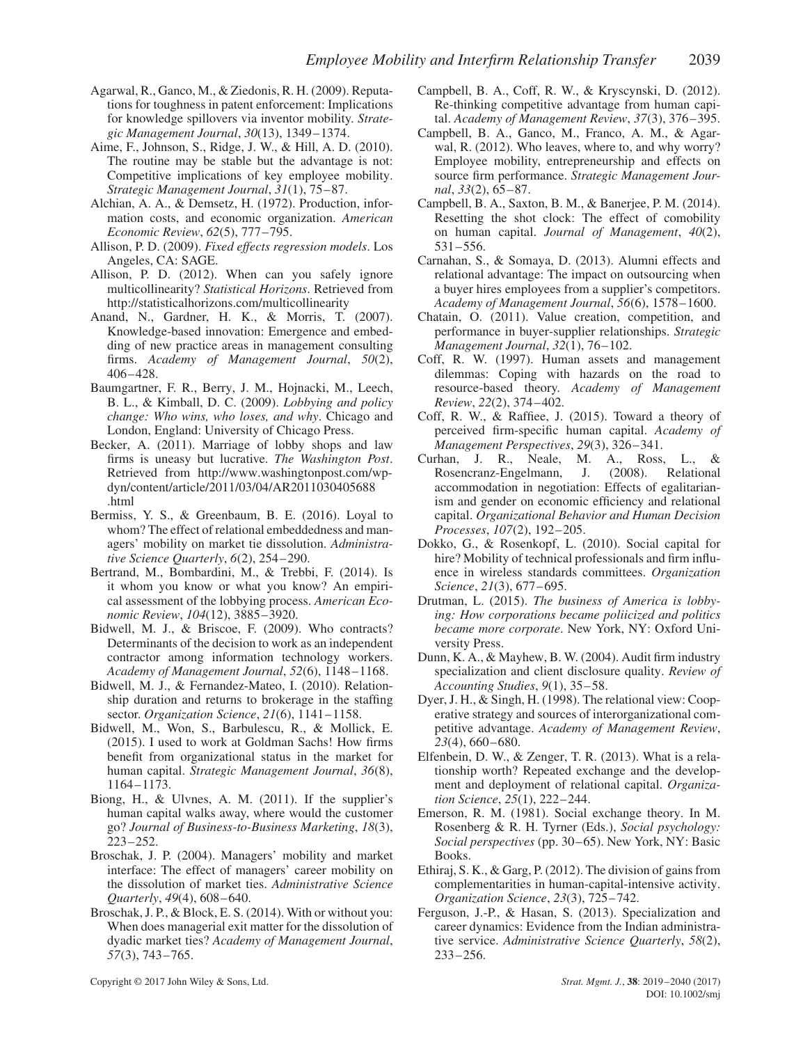Agarwal, R., Ganco, M., & Ziedonis, R. H. (2009). Reputations for toughness in patent enforcement: Implications for knowledge spillovers via inventor mobility. *Strategic Management Journal*, *30*(13), 1349–1374.

Aime, F., Johnson, S., Ridge, J. W., & Hill, A. D. (2010). The routine may be stable but the advantage is not: Competitive implications of key employee mobility. *Strategic Management Journal*, *31*(1), 75–87.

Alchian, A. A., & Demsetz, H. (1972). Production, information costs, and economic organization. *American Economic Review*, *62*(5), 777–795.

Allison, P. D. (2009). *Fixed effects regression models*. Los Angeles, CA: SAGE.

Allison, P. D. (2012). When can you safely ignore multicollinearity? *Statistical Horizons*. Retrieved from http://statisticalhorizons.com/multicollinearity

Anand, N., Gardner, H. K., & Morris, T. (2007). Knowledge-based innovation: Emergence and embedding of new practice areas in management consulting firms. *Academy of Management Journal*, *50*(2), 406–428.

Baumgartner, F. R., Berry, J. M., Hojnacki, M., Leech, B. L., & Kimball, D. C. (2009). *Lobbying and policy change: Who wins, who loses, and why*. Chicago and London, England: University of Chicago Press.

Becker, A. (2011). Marriage of lobby shops and law firms is uneasy but lucrative. *The Washington Post*. Retrieved from http://www.washingtonpost.com/wp-dyn/content/article/2011/03/04/AR2011030405688.html

Bermiss, Y. S., & Greenbaum, B. E. (2016). Loyal to whom? The effect of relational embeddedness and managers' mobility on market tie dissolution. *Administrative Science Quarterly*, *6*(2), 254–290.

Bertrand, M., Bombardini, M., & Trebbi, F. (2014). Is it whom you know or what you know? An empirical assessment of the lobbying process. *American Economic Review*, *104*(12), 3885–3920.

Bidwell, M. J., & Briscoe, F. (2009). Who contracts? Determinants of the decision to work as an independent contractor among information technology workers. *Academy of Management Journal*, *52*(6), 1148–1168.

Bidwell, M. J., & Fernandez-Mateo, I. (2010). Relationship duration and returns to brokerage in the staffing sector. *Organization Science*, *21*(6), 1141–1158.

Bidwell, M., Won, S., Barbulescu, R., & Mollick, E. (2015). I used to work at Goldman Sachs! How firms benefit from organizational status in the market for human capital. *Strategic Management Journal*, *36*(8), 1164–1173.

Biong, H., & Ulvnes, A. M. (2011). If the supplier's human capital walks away, where would the customer go? *Journal of Business-to-Business Marketing*, *18*(3), 223–252.

Broschak, J. P. (2004). Managers' mobility and market interface: The effect of managers' career mobility on the dissolution of market ties. *Administrative Science Quarterly*, *49*(4), 608–640.

Broschak, J. P., & Block, E. S. (2014). With or without you: When does managerial exit matter for the dissolution of dyadic market ties? *Academy of Management Journal*, *57*(3), 743–765.

Campbell, B. A., Coff, R. W., & Kryscynski, D. (2012). Re-thinking competitive advantage from human capital. *Academy of Management Review*, *37*(3), 376–395.

Campbell, B. A., Ganco, M., Franco, A. M., & Agarwal, R. (2012). Who leaves, where to, and why worry? Employee mobility, entrepreneurship and effects on source firm performance. *Strategic Management Journal*, *33*(2), 65–87.

Campbell, B. A., Saxton, B. M., & Banerjee, P. M. (2014). Resetting the shot clock: The effect of comobility on human capital. *Journal of Management*, *40*(2), 531–556.

Carnahan, S., & Somaya, D. (2013). Alumni effects and relational advantage: The impact on outsourcing when a buyer hires employees from a supplier's competitors. *Academy of Management Journal*, *56*(6), 1578–1600.

Chatain, O. (2011). Value creation, competition, and performance in buyer-supplier relationships. *Strategic Management Journal*, *32*(1), 76–102.

Coff, R. W. (1997). Human assets and management dilemmas: Coping with hazards on the road to resource-based theory. *Academy of Management Review*, *22*(2), 374–402.

Coff, R. W., & Raffiee, J. (2015). Toward a theory of perceived firm-specific human capital. *Academy of Management Perspectives*, *29*(3), 326–341.

Curhan, J. R., Neale, M. A., Ross, L., & Rosencranz-Engelmann, J. (2008). Relational accommodation in negotiation: Effects of egalitarianism and gender on economic efficiency and relational capital. *Organizational Behavior and Human Decision Processes*, *107*(2), 192–205.

Dokko, G., & Rosenkopf, L. (2010). Social capital for hire? Mobility of technical professionals and firm influence in wireless standards committees. *Organization Science*, *21*(3), 677–695.

Drutman, L. (2015). *The business of America is lobbying: How corporations became poliicized and politics became more corporate*. New York, NY: Oxford University Press.

Dunn, K. A., & Mayhew, B. W. (2004). Audit firm industry specialization and client disclosure quality. *Review of Accounting Studies*, *9*(1), 35–58.

Dyer, J. H., & Singh, H. (1998). The relational view: Cooperative strategy and sources of interorganizational competitive advantage. *Academy of Management Review*, *23*(4), 660–680.

Elfenbein, D. W., & Zenger, T. R. (2013). What is a relationship worth? Repeated exchange and the development and deployment of relational capital. *Organization Science*, *25*(1), 222–244.

Emerson, R. M. (1981). Social exchange theory. In M. Rosenberg & R. H. Tyrner (Eds.), *Social psychology: Social perspectives* (pp. 30–65). New York, NY: Basic Books.

Ethiraj, S. K., & Garg, P. (2012). The division of gains from complementarities in human-capital-intensive activity. *Organization Science*, *23*(3), 725–742.

Ferguson, J.-P., & Hasan, S. (2013). Specialization and career dynamics: Evidence from the Indian administrative service. *Administrative Science Quarterly*, *58*(2), 233–256.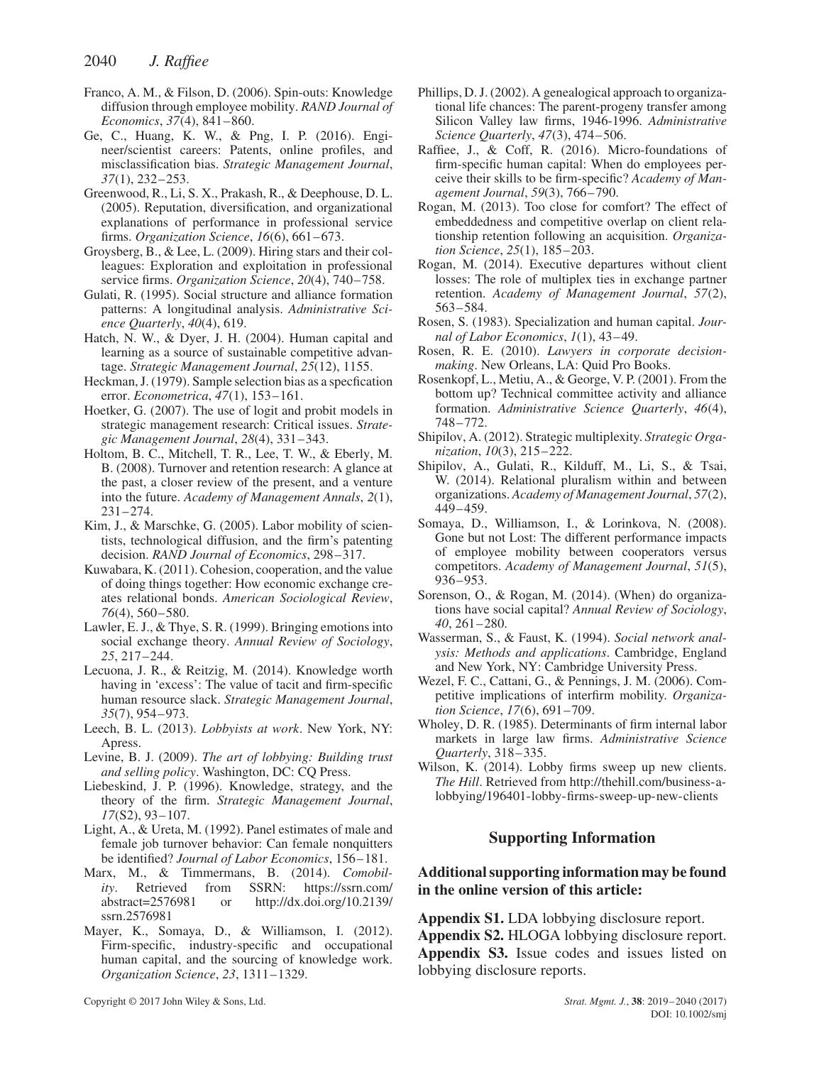Franco, A. M., & Filson, D. (2006). Spin-outs: Knowledge diffusion through employee mobility. *RAND Journal of Economics*, *37*(4), 841–860.

Ge, C., Huang, K. W., & Png, I. P. (2016). Engineer/scientist careers: Patents, online profiles, and misclassification bias. *Strategic Management Journal*, *37*(1), 232–253.

Greenwood, R., Li, S. X., Prakash, R., & Deephouse, D. L. (2005). Reputation, diversification, and organizational explanations of performance in professional service firms. *Organization Science*, *16*(6), 661–673.

Groysberg, B., & Lee, L. (2009). Hiring stars and their colleagues: Exploration and exploitation in professional service firms. *Organization Science*, *20*(4), 740–758.

Gulati, R. (1995). Social structure and alliance formation patterns: A longitudinal analysis. *Administrative Science Quarterly*, *40*(4), 619.

Hatch, N. W., & Dyer, J. H. (2004). Human capital and learning as a source of sustainable competitive advantage. *Strategic Management Journal*, *25*(12), 1155.

Heckman, J. (1979). Sample selection bias as a specfication error. *Econometrica*, *47*(1), 153–161.

Hoetker, G. (2007). The use of logit and probit models in strategic management research: Critical issues. *Strategic Management Journal*, *28*(4), 331–343.

Holtom, B. C., Mitchell, T. R., Lee, T. W., & Eberly, M. B. (2008). Turnover and retention research: A glance at the past, a closer review of the present, and a venture into the future. *Academy of Management Annals*, *2*(1), 231–274.

Kim, J., & Marschke, G. (2005). Labor mobility of scientists, technological diffusion, and the firm's patenting decision. *RAND Journal of Economics*, 298–317.

Kuwabara, K. (2011). Cohesion, cooperation, and the value of doing things together: How economic exchange creates relational bonds. *American Sociological Review*, *76*(4), 560–580.

Lawler, E. J., & Thye, S. R. (1999). Bringing emotions into social exchange theory. *Annual Review of Sociology*, *25*, 217–244.

Lecuona, J. R., & Reitzig, M. (2014). Knowledge worth having in 'excess': The value of tacit and firm-specific human resource slack. *Strategic Management Journal*, *35*(7), 954–973.

Leech, B. L. (2013). *Lobbyists at work*. New York, NY: Apress.

Levine, B. J. (2009). *The art of lobbying: Building trust and selling policy*. Washington, DC: CQ Press.

Liebeskind, J. P. (1996). Knowledge, strategy, and the theory of the firm. *Strategic Management Journal*, *17*(S2), 93–107.

Light, A., & Ureta, M. (1992). Panel estimates of male and female job turnover behavior: Can female nonquitters be identified? *Journal of Labor Economics*, 156–181.

Marx, M., & Timmermans, B. (2014). *Comobility*. Retrieved from SSRN: https://ssrn.com/abstract=2576981 or http://dx.doi.org/10.2139/ssrn.2576981

Mayer, K., Somaya, D., & Williamson, I. (2012). Firm-specific, industry-specific and occupational human capital, and the sourcing of knowledge work. *Organization Science*, *23*, 1311–1329.

Phillips, D. J. (2002). A genealogical approach to organizational life chances: The parent-progeny transfer among Silicon Valley law firms, 1946-1996. *Administrative Science Quarterly*, *47*(3), 474–506.

Raffiee, J., & Coff, R. (2016). Micro-foundations of firm-specific human capital: When do employees perceive their skills to be firm-specific? *Academy of Management Journal*, *59*(3), 766–790.

Rogan, M. (2013). Too close for comfort? The effect of embeddedness and competitive overlap on client relationship retention following an acquisition. *Organization Science*, *25*(1), 185–203.

Rogan, M. (2014). Executive departures without client losses: The role of multiplex ties in exchange partner retention. *Academy of Management Journal*, *57*(2), 563–584.

Rosen, S. (1983). Specialization and human capital. *Journal of Labor Economics*, *1*(1), 43–49.

Rosen, R. E. (2010). *Lawyers in corporate decision-making*. New Orleans, LA: Quid Pro Books.

Rosenkopf, L., Metiu, A., & George, V. P. (2001). From the bottom up? Technical committee activity and alliance formation. *Administrative Science Quarterly*, *46*(4), 748–772.

Shipilov, A. (2012). Strategic multiplexity. *Strategic Organization*, *10*(3), 215–222.

Shipilov, A., Gulati, R., Kilduff, M., Li, S., & Tsai, W. (2014). Relational pluralism within and between organizations. *Academy of Management Journal*, *57*(2), 449–459.

Somaya, D., Williamson, I., & Lorinkova, N. (2008). Gone but not Lost: The different performance impacts of employee mobility between cooperators versus competitors. *Academy of Management Journal*, *51*(5), 936–953.

Sorenson, O., & Rogan, M. (2014). (When) do organizations have social capital? *Annual Review of Sociology*, *40*, 261–280.

Wasserman, S., & Faust, K. (1994). *Social network analysis: Methods and applications*. Cambridge, England and New York, NY: Cambridge University Press.

Wezel, F. C., Cattani, G., & Pennings, J. M. (2006). Competitive implications of interfirm mobility. *Organization Science*, *17*(6), 691–709.

Wholey, D. R. (1985). Determinants of firm internal labor markets in large law firms. *Administrative Science Quarterly*, 318–335.

Wilson, K. (2014). Lobby firms sweep up new clients. *The Hill*. Retrieved from http://thehill.com/business-a-lobbying/196401-lobby-firms-sweep-up-new-clients

## Supporting Information

**Additional supporting information may be found in the online version of this article:**

**Appendix S1.** LDA lobbying disclosure report.
**Appendix S2.** HLOGA lobbying disclosure report.
**Appendix S3.** Issue codes and issues listed on lobbying disclosure reports.